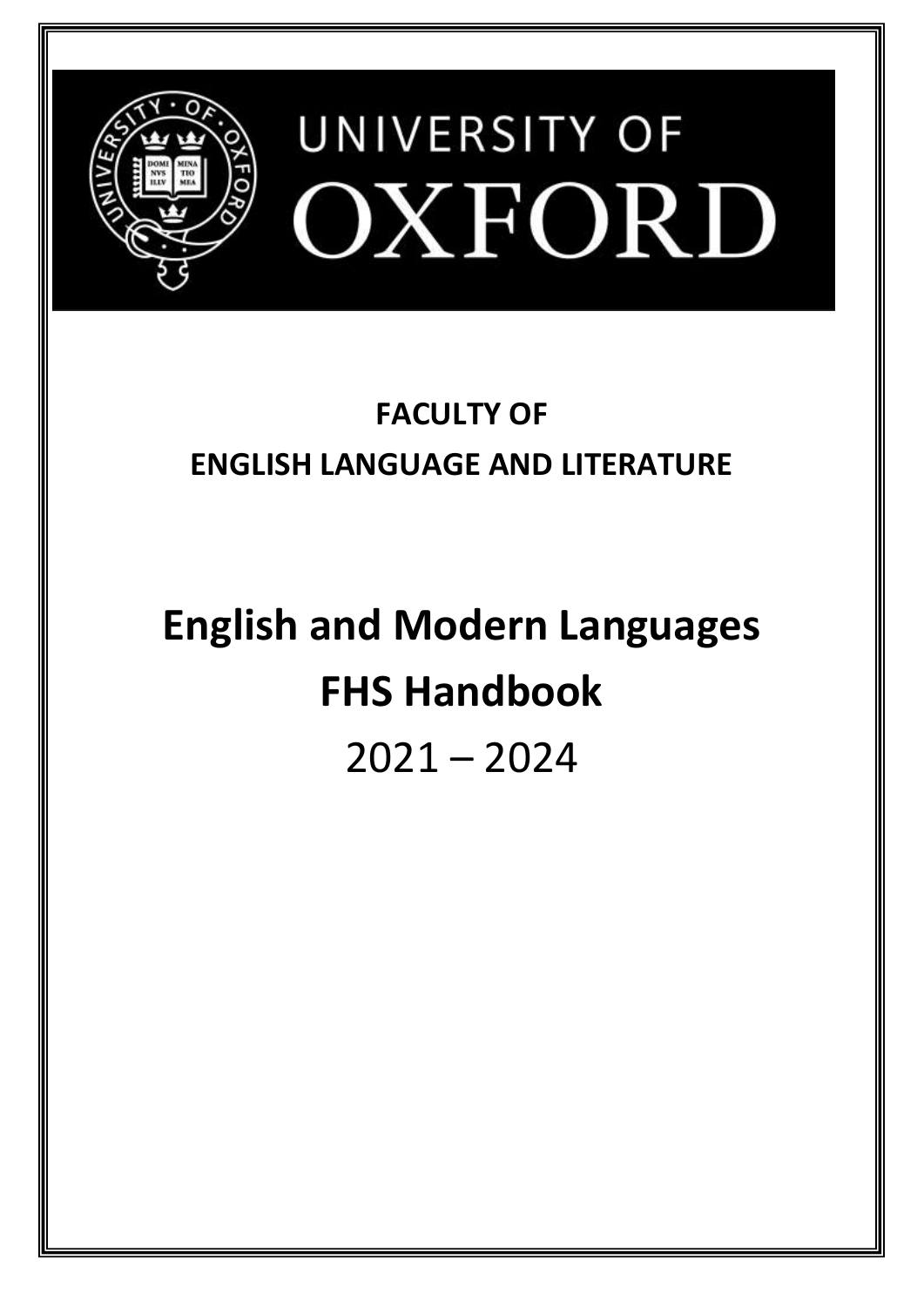UNIVERSITY OF OXFORD

**FACULTY OF ENGLISH LANGUAGE AND LITERATURE**

# English and Modern Languages FHS Handbook

2021 – 2024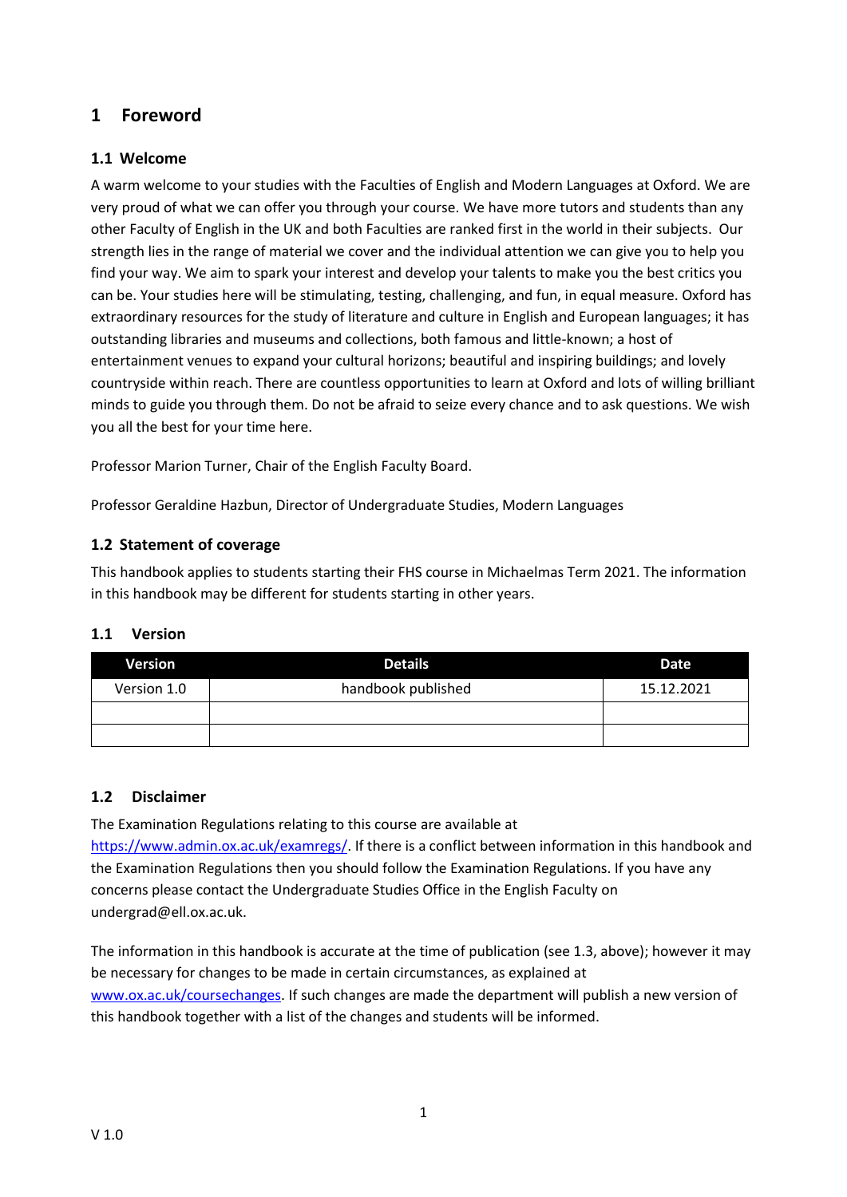# 1 Foreword

## 1.1 Welcome

A warm welcome to your studies with the Faculties of English and Modern Languages at Oxford. We are very proud of what we can offer you through your course. We have more tutors and students than any other Faculty of English in the UK and both Faculties are ranked first in the world in their subjects. Our strength lies in the range of material we cover and the individual attention we can give you to help you find your way. We aim to spark your interest and develop your talents to make you the best critics you can be. Your studies here will be stimulating, testing, challenging, and fun, in equal measure. Oxford has extraordinary resources for the study of literature and culture in English and European languages; it has outstanding libraries and museums and collections, both famous and little-known; a host of entertainment venues to expand your cultural horizons; beautiful and inspiring buildings; and lovely countryside within reach. There are countless opportunities to learn at Oxford and lots of willing brilliant minds to guide you through them. Do not be afraid to seize every chance and to ask questions. We wish you all the best for your time here.

Professor Marion Turner, Chair of the English Faculty Board.

Professor Geraldine Hazbun, Director of Undergraduate Studies, Modern Languages

## 1.2 Statement of coverage

This handbook applies to students starting their FHS course in Michaelmas Term 2021. The information in this handbook may be different for students starting in other years.

## 1.1 Version

| Version | Details | Date |
|---|---|---|
| Version 1.0 | handbook published | 15.12.2021 |
| | | |
| | | |

## 1.2 Disclaimer

The Examination Regulations relating to this course are available at https://www.admin.ox.ac.uk/examregs/. If there is a conflict between information in this handbook and the Examination Regulations then you should follow the Examination Regulations. If you have any concerns please contact the Undergraduate Studies Office in the English Faculty on undergrad@ell.ox.ac.uk.

The information in this handbook is accurate at the time of publication (see 1.3, above); however it may be necessary for changes to be made in certain circumstances, as explained at www.ox.ac.uk/coursechanges. If such changes are made the department will publish a new version of this handbook together with a list of the changes and students will be informed.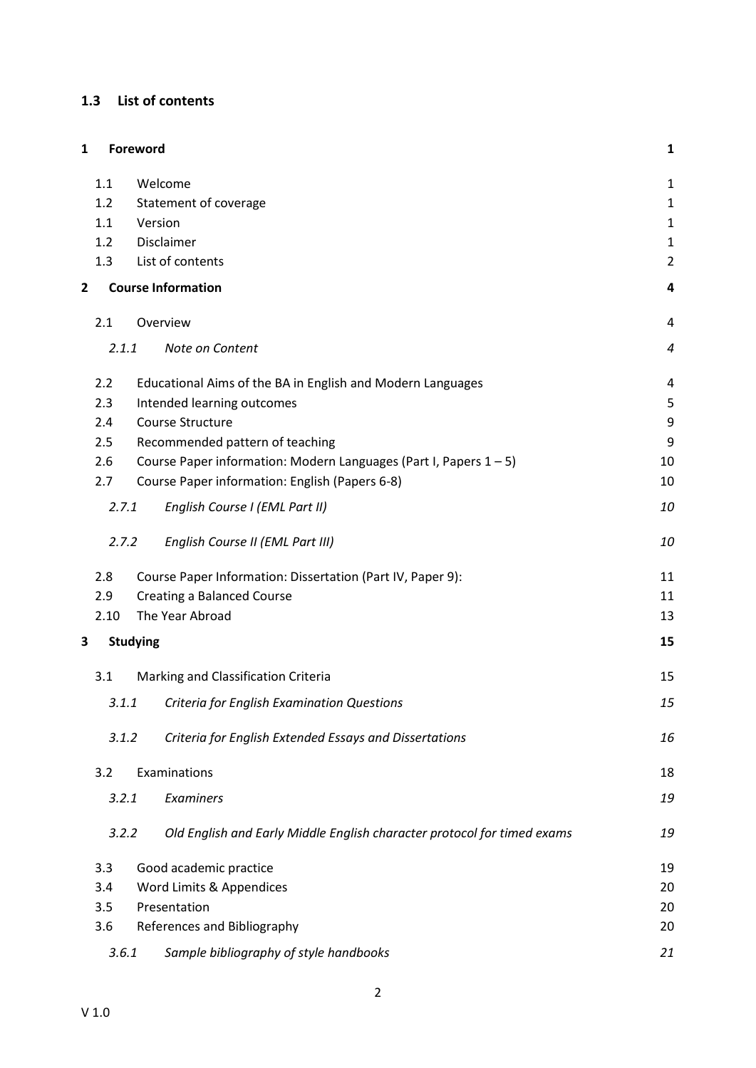### 1.3 List of contents

| | | |
|---|---|---|
| **1** | **Foreword** | **1** |
| 1.1 | Welcome | 1 |
| 1.2 | Statement of coverage | 1 |
| 1.1 | Version | 1 |
| 1.2 | Disclaimer | 1 |
| 1.3 | List of contents | 2 |
| **2** | **Course Information** | **4** |
| 2.1 | Overview | 4 |
| *2.1.1* | *Note on Content* | *4* |
| 2.2 | Educational Aims of the BA in English and Modern Languages | 4 |
| 2.3 | Intended learning outcomes | 5 |
| 2.4 | Course Structure | 9 |
| 2.5 | Recommended pattern of teaching | 9 |
| 2.6 | Course Paper information: Modern Languages (Part I, Papers 1 – 5) | 10 |
| 2.7 | Course Paper information: English (Papers 6-8) | 10 |
| *2.7.1* | *English Course I (EML Part II)* | *10* |
| *2.7.2* | *English Course II (EML Part III)* | *10* |
| 2.8 | Course Paper Information: Dissertation (Part IV, Paper 9): | 11 |
| 2.9 | Creating a Balanced Course | 11 |
| 2.10 | The Year Abroad | 13 |
| **3** | **Studying** | **15** |
| 3.1 | Marking and Classification Criteria | 15 |
| *3.1.1* | *Criteria for English Examination Questions* | *15* |
| *3.1.2* | *Criteria for English Extended Essays and Dissertations* | *16* |
| 3.2 | Examinations | 18 |
| *3.2.1* | *Examiners* | *19* |
| *3.2.2* | *Old English and Early Middle English character protocol for timed exams* | *19* |
| 3.3 | Good academic practice | 19 |
| 3.4 | Word Limits & Appendices | 20 |
| 3.5 | Presentation | 20 |
| 3.6 | References and Bibliography | 20 |
| *3.6.1* | *Sample bibliography of style handbooks* | *21* |

V 1.0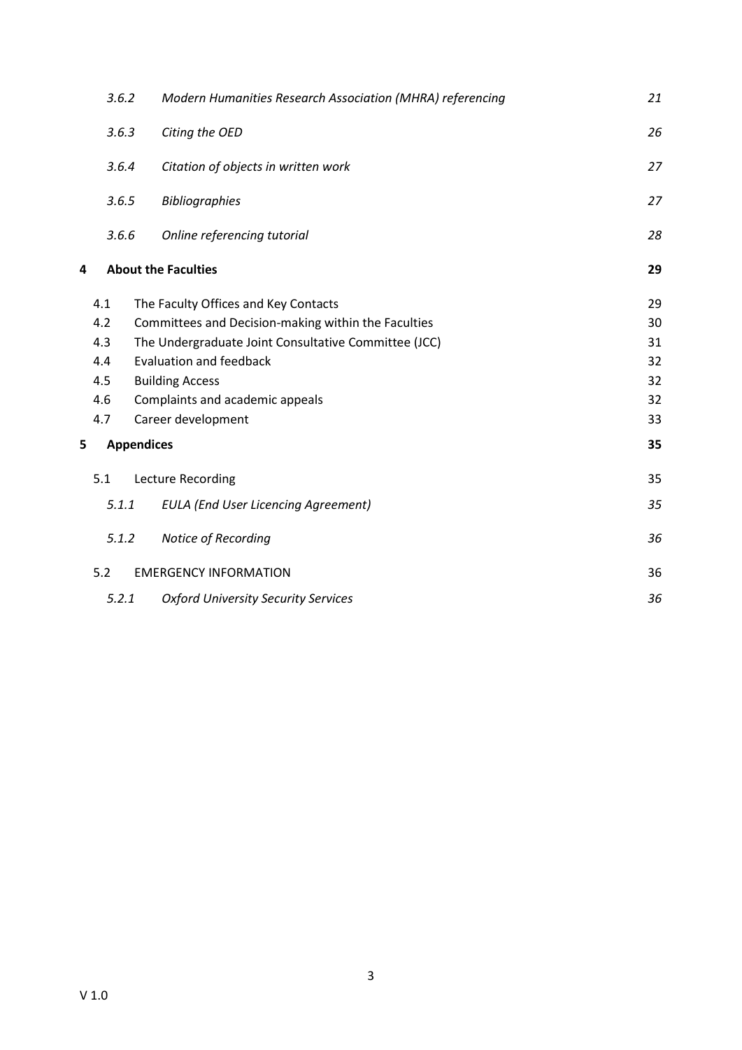*3.6.2 Modern Humanities Research Association (MHRA) referencing* *21*

*3.6.3 Citing the OED* *26*

*3.6.4 Citation of objects in written work* *27*

*3.6.5 Bibliographies* *27*

*3.6.6 Online referencing tutorial* *28*

**4 About the Faculties** **29**

4.1 The Faculty Offices and Key Contacts 29

4.2 Committees and Decision-making within the Faculties 30

4.3 The Undergraduate Joint Consultative Committee (JCC) 31

4.4 Evaluation and feedback 32

4.5 Building Access 32

4.6 Complaints and academic appeals 32

4.7 Career development 33

**5 Appendices** **35**

5.1 Lecture Recording 35

*5.1.1 EULA (End User Licencing Agreement)* *35*

*5.1.2 Notice of Recording* *36*

5.2 EMERGENCY INFORMATION 36

*5.2.1 Oxford University Security Services* *36*

V 1.0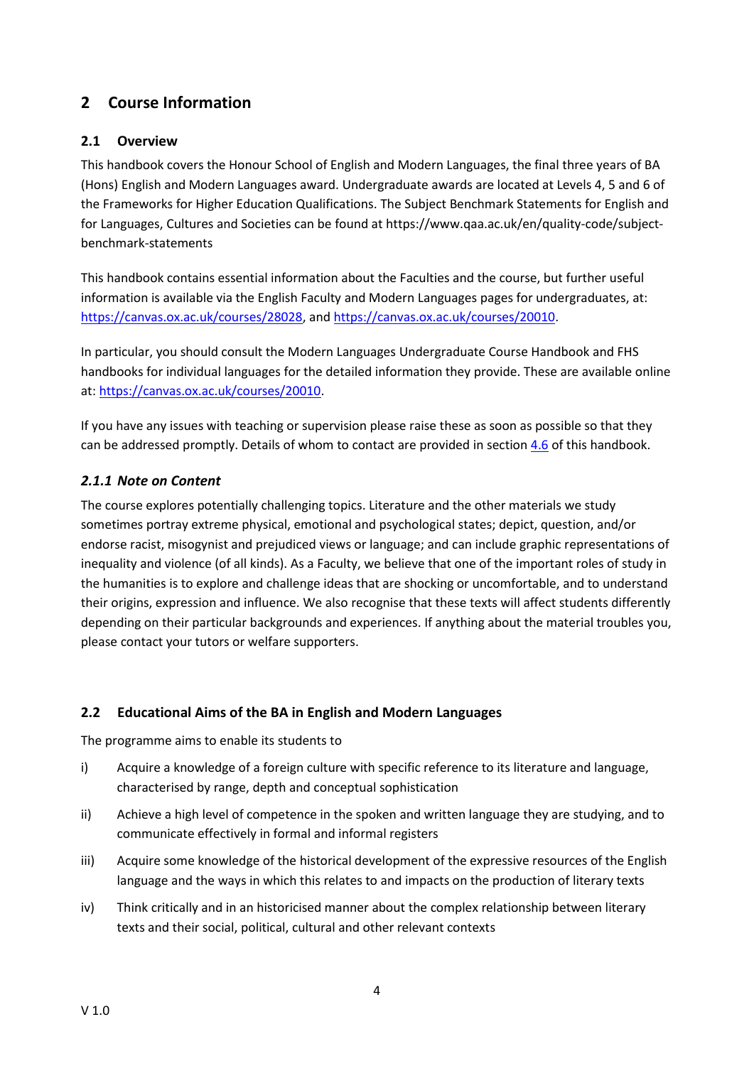## 2 Course Information

### 2.1 Overview

This handbook covers the Honour School of English and Modern Languages, the final three years of BA (Hons) English and Modern Languages award. Undergraduate awards are located at Levels 4, 5 and 6 of the Frameworks for Higher Education Qualifications. The Subject Benchmark Statements for English and for Languages, Cultures and Societies can be found at https://www.qaa.ac.uk/en/quality-code/subject-benchmark-statements

This handbook contains essential information about the Faculties and the course, but further useful information is available via the English Faculty and Modern Languages pages for undergraduates, at: https://canvas.ox.ac.uk/courses/28028, and https://canvas.ox.ac.uk/courses/20010.

In particular, you should consult the Modern Languages Undergraduate Course Handbook and FHS handbooks for individual languages for the detailed information they provide. These are available online at: https://canvas.ox.ac.uk/courses/20010.

If you have any issues with teaching or supervision please raise these as soon as possible so that they can be addressed promptly. Details of whom to contact are provided in section 4.6 of this handbook.

#### *2.1.1 Note on Content*

The course explores potentially challenging topics. Literature and the other materials we study sometimes portray extreme physical, emotional and psychological states; depict, question, and/or endorse racist, misogynist and prejudiced views or language; and can include graphic representations of inequality and violence (of all kinds). As a Faculty, we believe that one of the important roles of study in the humanities is to explore and challenge ideas that are shocking or uncomfortable, and to understand their origins, expression and influence. We also recognise that these texts will affect students differently depending on their particular backgrounds and experiences. If anything about the material troubles you, please contact your tutors or welfare supporters.

### 2.2 Educational Aims of the BA in English and Modern Languages

The programme aims to enable its students to

i) Acquire a knowledge of a foreign culture with specific reference to its literature and language, characterised by range, depth and conceptual sophistication

ii) Achieve a high level of competence in the spoken and written language they are studying, and to communicate effectively in formal and informal registers

iii) Acquire some knowledge of the historical development of the expressive resources of the English language and the ways in which this relates to and impacts on the production of literary texts

iv) Think critically and in an historicised manner about the complex relationship between literary texts and their social, political, cultural and other relevant contexts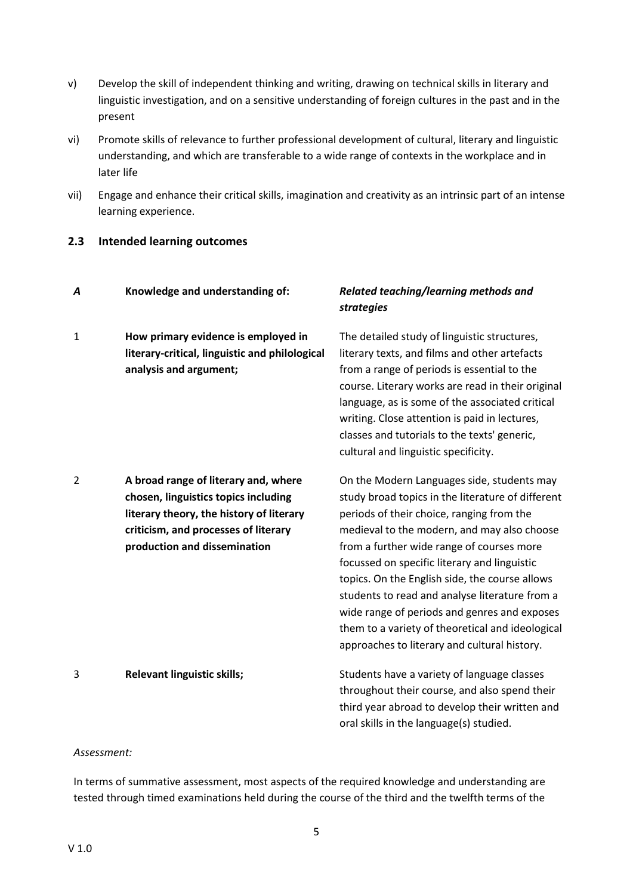v) Develop the skill of independent thinking and writing, drawing on technical skills in literary and linguistic investigation, and on a sensitive understanding of foreign cultures in the past and in the present

vi) Promote skills of relevance to further professional development of cultural, literary and linguistic understanding, and which are transferable to a wide range of contexts in the workplace and in later life

vii) Engage and enhance their critical skills, imagination and creativity as an intrinsic part of an intense learning experience.

### 2.3 Intended learning outcomes

| *A* | **Knowledge and understanding of:** | ***Related teaching/learning methods and strategies*** |
|---|---|---|
| 1 | **How primary evidence is employed in literary-critical, linguistic and philological analysis and argument;** | The detailed study of linguistic structures, literary texts, and films and other artefacts from a range of periods is essential to the course. Literary works are read in their original language, as is some of the associated critical writing. Close attention is paid in lectures, classes and tutorials to the texts' generic, cultural and linguistic specificity. |
| 2 | **A broad range of literary and, where chosen, linguistics topics including literary theory, the history of literary criticism, and processes of literary production and dissemination** | On the Modern Languages side, students may study broad topics in the literature of different periods of their choice, ranging from the medieval to the modern, and may also choose from a further wide range of courses more focussed on specific literary and linguistic topics. On the English side, the course allows students to read and analyse literature from a wide range of periods and genres and exposes them to a variety of theoretical and ideological approaches to literary and cultural history. |
| 3 | **Relevant linguistic skills;** | Students have a variety of language classes throughout their course, and also spend their third year abroad to develop their written and oral skills in the language(s) studied. |

*Assessment:*

In terms of summative assessment, most aspects of the required knowledge and understanding are tested through timed examinations held during the course of the third and the twelfth terms of the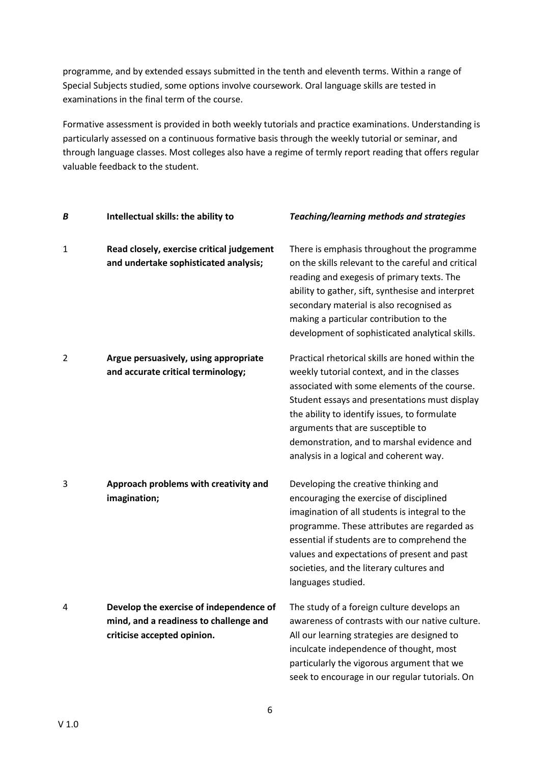programme, and by extended essays submitted in the tenth and eleventh terms. Within a range of Special Subjects studied, some options involve coursework. Oral language skills are tested in examinations in the final term of the course.

Formative assessment is provided in both weekly tutorials and practice examinations. Understanding is particularly assessed on a continuous formative basis through the weekly tutorial or seminar, and through language classes. Most colleges also have a regime of termly report reading that offers regular valuable feedback to the student.

| ***B*** | **Intellectual skills: the ability to** | ***Teaching/learning methods and strategies*** |
|---|---|---|
| 1 | **Read closely, exercise critical judgement and undertake sophisticated analysis;** | There is emphasis throughout the programme on the skills relevant to the careful and critical reading and exegesis of primary texts. The ability to gather, sift, synthesise and interpret secondary material is also recognised as making a particular contribution to the development of sophisticated analytical skills. |
| 2 | **Argue persuasively, using appropriate and accurate critical terminology;** | Practical rhetorical skills are honed within the weekly tutorial context, and in the classes associated with some elements of the course. Student essays and presentations must display the ability to identify issues, to formulate arguments that are susceptible to demonstration, and to marshal evidence and analysis in a logical and coherent way. |
| 3 | **Approach problems with creativity and imagination;** | Developing the creative thinking and encouraging the exercise of disciplined imagination of all students is integral to the programme. These attributes are regarded as essential if students are to comprehend the values and expectations of present and past societies, and the literary cultures and languages studied. |
| 4 | **Develop the exercise of independence of mind, and a readiness to challenge and criticise accepted opinion.** | The study of a foreign culture develops an awareness of contrasts with our native culture. All our learning strategies are designed to inculcate independence of thought, most particularly the vigorous argument that we seek to encourage in our regular tutorials. On |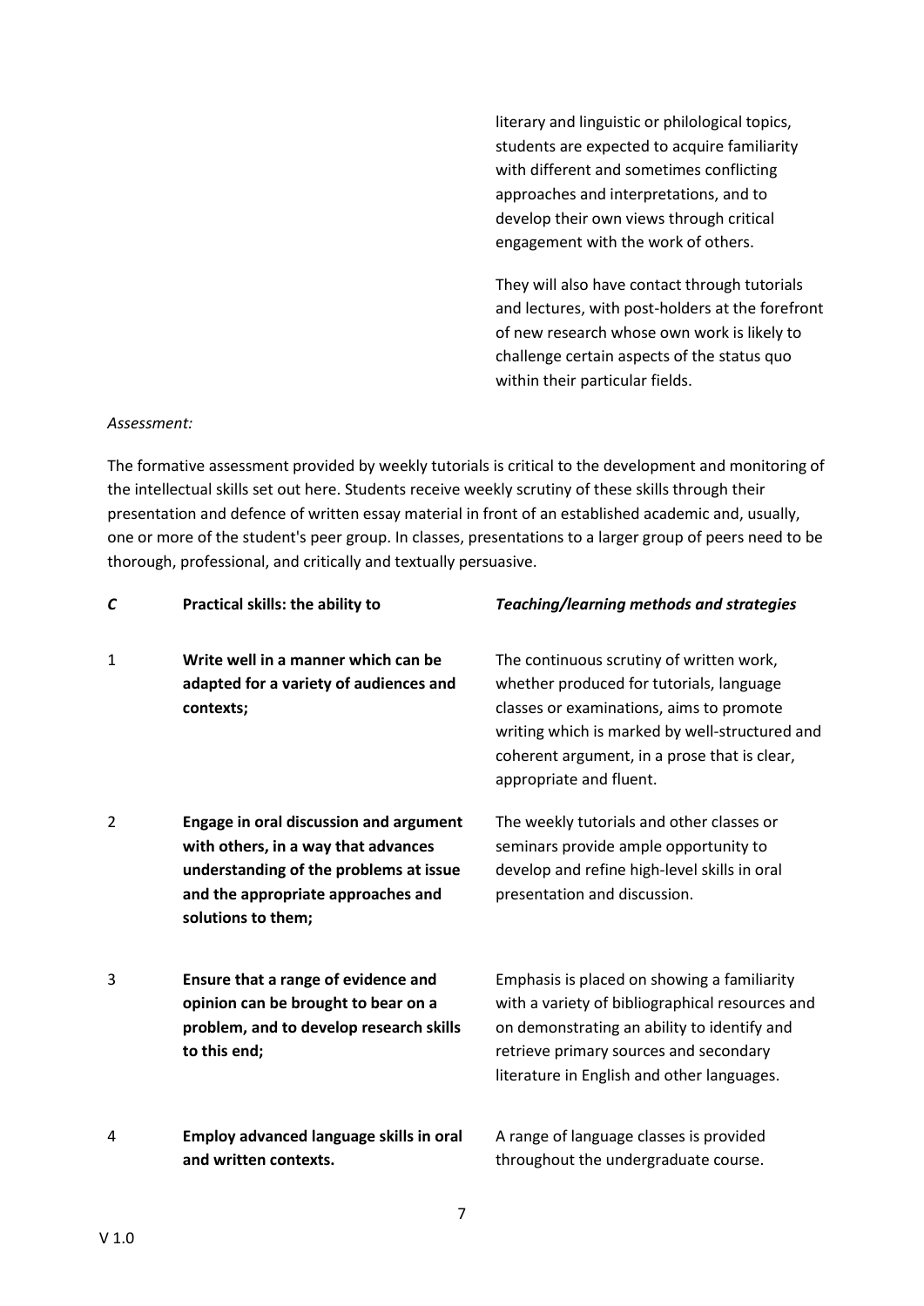| | | |
|---|---|---|
| | | literary and linguistic or philological topics, students are expected to acquire familiarity with different and sometimes conflicting approaches and interpretations, and to develop their own views through critical engagement with the work of others.<br><br>They will also have contact through tutorials and lectures, with post-holders at the forefront of new research whose own work is likely to challenge certain aspects of the status quo within their particular fields. |

*Assessment:*

The formative assessment provided by weekly tutorials is critical to the development and monitoring of the intellectual skills set out here. Students receive weekly scrutiny of these skills through their presentation and defence of written essay material in front of an established academic and, usually, one or more of the student's peer group. In classes, presentations to a larger group of peers need to be thorough, professional, and critically and textually persuasive.

| *C* | **Practical skills: the ability to** | ***Teaching/learning methods and strategies*** |
|---|---|---|
| 1 | **Write well in a manner which can be adapted for a variety of audiences and contexts;** | The continuous scrutiny of written work, whether produced for tutorials, language classes or examinations, aims to promote writing which is marked by well-structured and coherent argument, in a prose that is clear, appropriate and fluent. |
| 2 | **Engage in oral discussion and argument with others, in a way that advances understanding of the problems at issue and the appropriate approaches and solutions to them;** | The weekly tutorials and other classes or seminars provide ample opportunity to develop and refine high-level skills in oral presentation and discussion. |
| 3 | **Ensure that a range of evidence and opinion can be brought to bear on a problem, and to develop research skills to this end;** | Emphasis is placed on showing a familiarity with a variety of bibliographical resources and on demonstrating an ability to identify and retrieve primary sources and secondary literature in English and other languages. |
| 4 | **Employ advanced language skills in oral and written contexts.** | A range of language classes is provided throughout the undergraduate course. |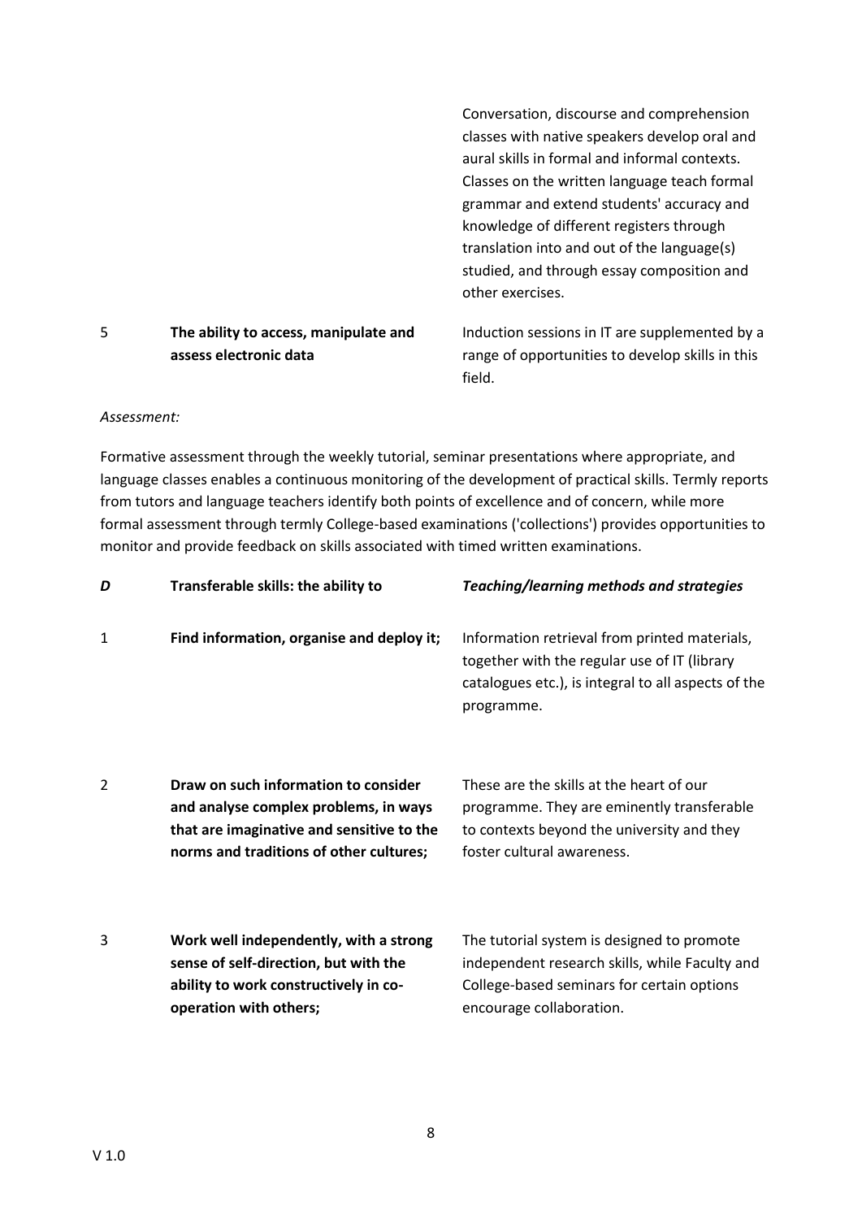| | | |
|---|---|---|
| | | Conversation, discourse and comprehension classes with native speakers develop oral and aural skills in formal and informal contexts. Classes on the written language teach formal grammar and extend students' accuracy and knowledge of different registers through translation into and out of the language(s) studied, and through essay composition and other exercises. |
| 5 | **The ability to access, manipulate and assess electronic data** | Induction sessions in IT are supplemented by a range of opportunities to develop skills in this field. |

*Assessment:*

Formative assessment through the weekly tutorial, seminar presentations where appropriate, and language classes enables a continuous monitoring of the development of practical skills. Termly reports from tutors and language teachers identify both points of excellence and of concern, while more formal assessment through termly College-based examinations ('collections') provides opportunities to monitor and provide feedback on skills associated with timed written examinations.

| ***D*** | **Transferable skills: the ability to** | ***Teaching/learning methods and strategies*** |
|---|---|---|
| 1 | **Find information, organise and deploy it;** | Information retrieval from printed materials, together with the regular use of IT (library catalogues etc.), is integral to all aspects of the programme. |
| 2 | **Draw on such information to consider and analyse complex problems, in ways that are imaginative and sensitive to the norms and traditions of other cultures;** | These are the skills at the heart of our programme. They are eminently transferable to contexts beyond the university and they foster cultural awareness. |
| 3 | **Work well independently, with a strong sense of self-direction, but with the ability to work constructively in co-operation with others;** | The tutorial system is designed to promote independent research skills, while Faculty and College-based seminars for certain options encourage collaboration. |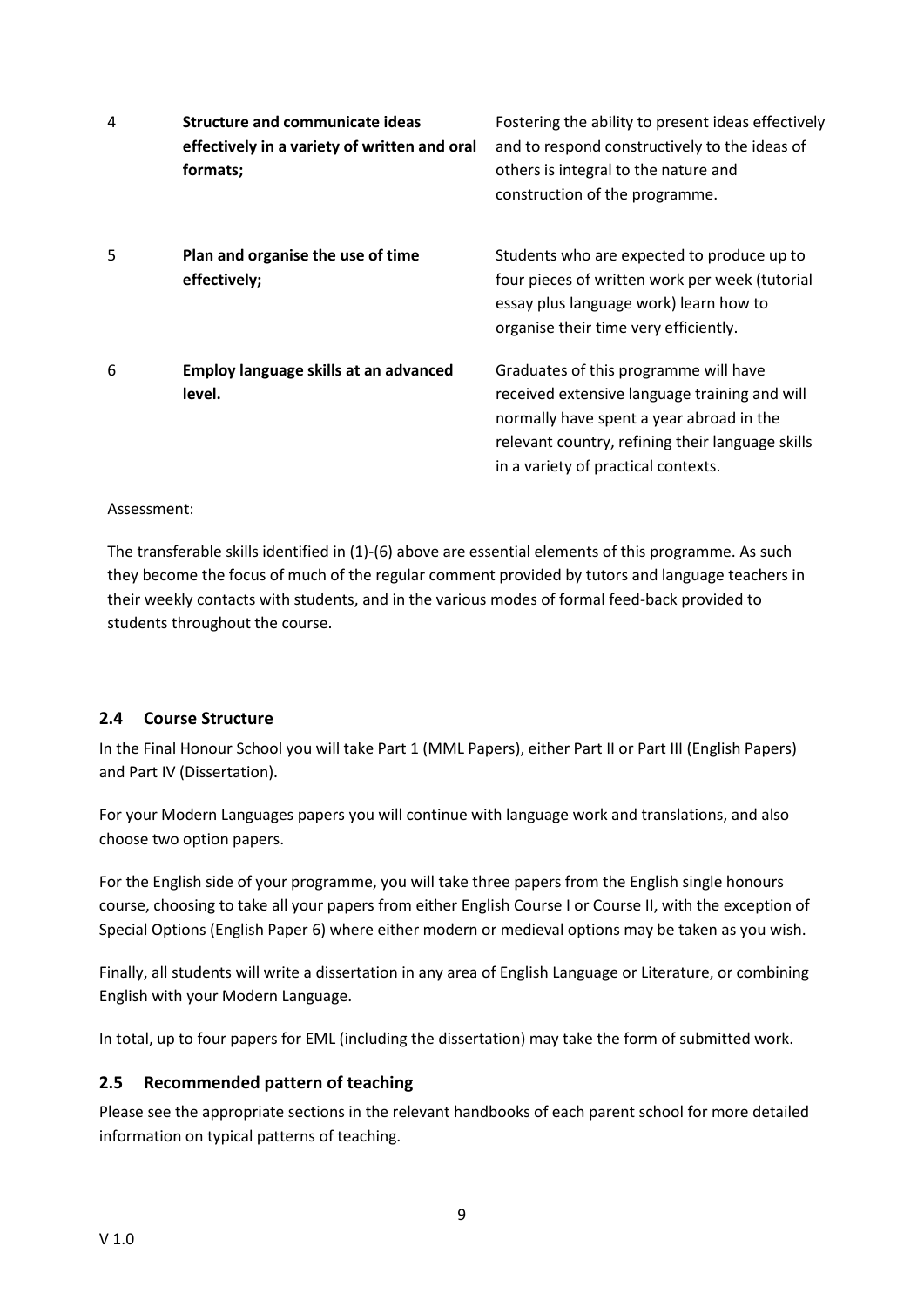| | | |
|---|---|---|
| 4 | **Structure and communicate ideas effectively in a variety of written and oral formats;** | Fostering the ability to present ideas effectively and to respond constructively to the ideas of others is integral to the nature and construction of the programme. |
| 5 | **Plan and organise the use of time effectively;** | Students who are expected to produce up to four pieces of written work per week (tutorial essay plus language work) learn how to organise their time very efficiently. |
| 6 | **Employ language skills at an advanced level.** | Graduates of this programme will have received extensive language training and will normally have spent a year abroad in the relevant country, refining their language skills in a variety of practical contexts. |

Assessment:

The transferable skills identified in (1)-(6) above are essential elements of this programme. As such they become the focus of much of the regular comment provided by tutors and language teachers in their weekly contacts with students, and in the various modes of formal feed-back provided to students throughout the course.

## 2.4 Course Structure

In the Final Honour School you will take Part 1 (MML Papers), either Part II or Part III (English Papers) and Part IV (Dissertation).

For your Modern Languages papers you will continue with language work and translations, and also choose two option papers.

For the English side of your programme, you will take three papers from the English single honours course, choosing to take all your papers from either English Course I or Course II, with the exception of Special Options (English Paper 6) where either modern or medieval options may be taken as you wish.

Finally, all students will write a dissertation in any area of English Language or Literature, or combining English with your Modern Language.

In total, up to four papers for EML (including the dissertation) may take the form of submitted work.

## 2.5 Recommended pattern of teaching

Please see the appropriate sections in the relevant handbooks of each parent school for more detailed information on typical patterns of teaching.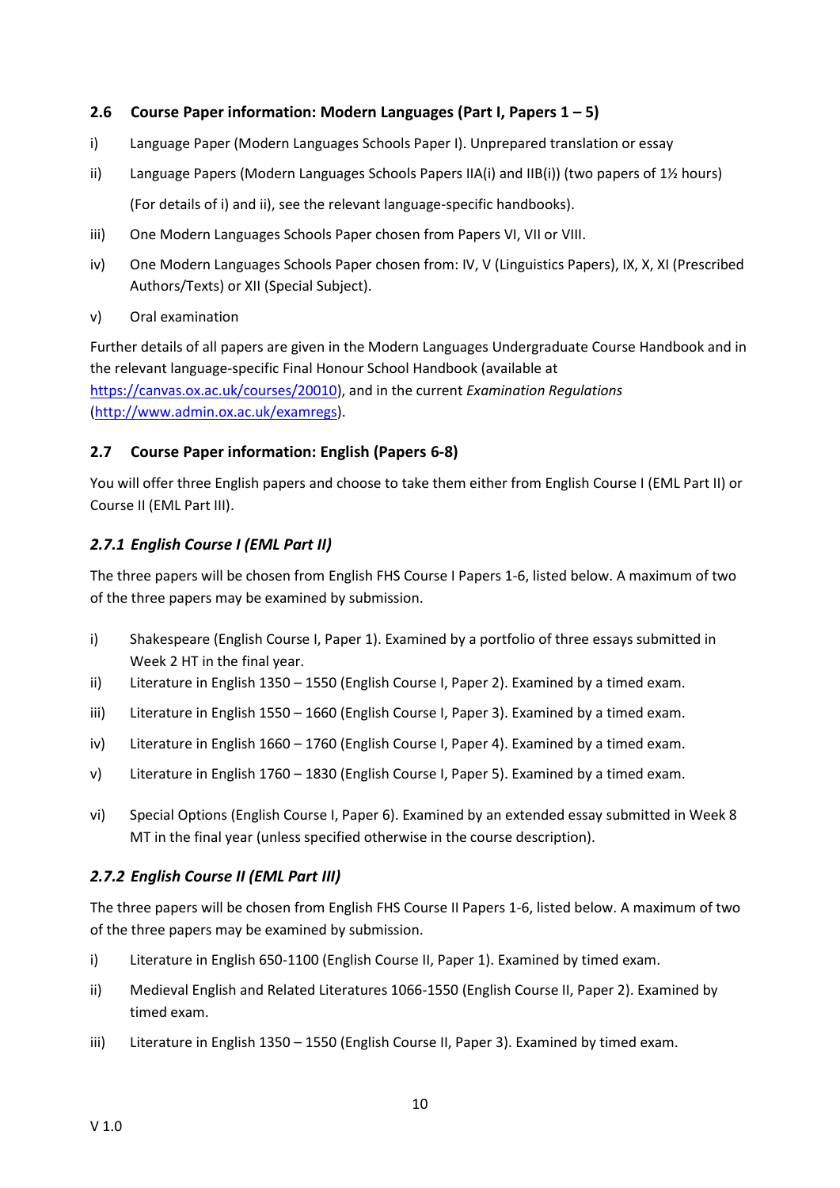## 2.6 Course Paper information: Modern Languages (Part I, Papers 1 – 5)

i) Language Paper (Modern Languages Schools Paper I). Unprepared translation or essay

ii) Language Papers (Modern Languages Schools Papers IIA(i) and IIB(i)) (two papers of 1½ hours)

(For details of i) and ii), see the relevant language-specific handbooks).

iii) One Modern Languages Schools Paper chosen from Papers VI, VII or VIII.

iv) One Modern Languages Schools Paper chosen from: IV, V (Linguistics Papers), IX, X, XI (Prescribed Authors/Texts) or XII (Special Subject).

v) Oral examination

Further details of all papers are given in the Modern Languages Undergraduate Course Handbook and in the relevant language-specific Final Honour School Handbook (available at https://canvas.ox.ac.uk/courses/20010), and in the current *Examination Regulations* (http://www.admin.ox.ac.uk/examregs).

## 2.7 Course Paper information: English (Papers 6-8)

You will offer three English papers and choose to take them either from English Course I (EML Part II) or Course II (EML Part III).

### *2.7.1 English Course I (EML Part II)*

The three papers will be chosen from English FHS Course I Papers 1-6, listed below. A maximum of two of the three papers may be examined by submission.

i) Shakespeare (English Course I, Paper 1). Examined by a portfolio of three essays submitted in Week 2 HT in the final year.

ii) Literature in English 1350 – 1550 (English Course I, Paper 2). Examined by a timed exam.

iii) Literature in English 1550 – 1660 (English Course I, Paper 3). Examined by a timed exam.

iv) Literature in English 1660 – 1760 (English Course I, Paper 4). Examined by a timed exam.

v) Literature in English 1760 – 1830 (English Course I, Paper 5). Examined by a timed exam.

vi) Special Options (English Course I, Paper 6). Examined by an extended essay submitted in Week 8 MT in the final year (unless specified otherwise in the course description).

### *2.7.2 English Course II (EML Part III)*

The three papers will be chosen from English FHS Course II Papers 1-6, listed below. A maximum of two of the three papers may be examined by submission.

i) Literature in English 650-1100 (English Course II, Paper 1). Examined by timed exam.

ii) Medieval English and Related Literatures 1066-1550 (English Course II, Paper 2). Examined by timed exam.

iii) Literature in English 1350 – 1550 (English Course II, Paper 3). Examined by timed exam.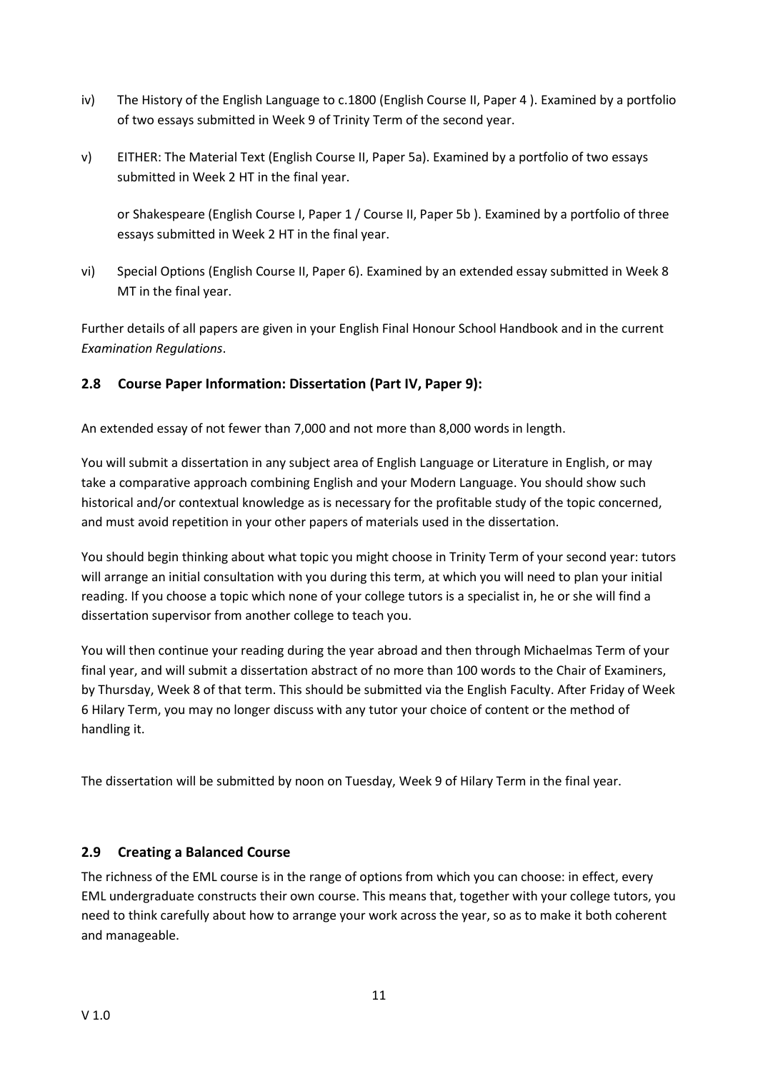iv) The History of the English Language to c.1800 (English Course II, Paper 4 ). Examined by a portfolio of two essays submitted in Week 9 of Trinity Term of the second year.

v) EITHER: The Material Text (English Course II, Paper 5a). Examined by a portfolio of two essays submitted in Week 2 HT in the final year.

   or Shakespeare (English Course I, Paper 1 / Course II, Paper 5b ). Examined by a portfolio of three essays submitted in Week 2 HT in the final year.

vi) Special Options (English Course II, Paper 6). Examined by an extended essay submitted in Week 8 MT in the final year.

Further details of all papers are given in your English Final Honour School Handbook and in the current *Examination Regulations*.

### 2.8 Course Paper Information: Dissertation (Part IV, Paper 9):

An extended essay of not fewer than 7,000 and not more than 8,000 words in length.

You will submit a dissertation in any subject area of English Language or Literature in English, or may take a comparative approach combining English and your Modern Language. You should show such historical and/or contextual knowledge as is necessary for the profitable study of the topic concerned, and must avoid repetition in your other papers of materials used in the dissertation.

You should begin thinking about what topic you might choose in Trinity Term of your second year: tutors will arrange an initial consultation with you during this term, at which you will need to plan your initial reading. If you choose a topic which none of your college tutors is a specialist in, he or she will find a dissertation supervisor from another college to teach you.

You will then continue your reading during the year abroad and then through Michaelmas Term of your final year, and will submit a dissertation abstract of no more than 100 words to the Chair of Examiners, by Thursday, Week 8 of that term. This should be submitted via the English Faculty. After Friday of Week 6 Hilary Term, you may no longer discuss with any tutor your choice of content or the method of handling it.

The dissertation will be submitted by noon on Tuesday, Week 9 of Hilary Term in the final year.

### 2.9 Creating a Balanced Course

The richness of the EML course is in the range of options from which you can choose: in effect, every EML undergraduate constructs their own course. This means that, together with your college tutors, you need to think carefully about how to arrange your work across the year, so as to make it both coherent and manageable.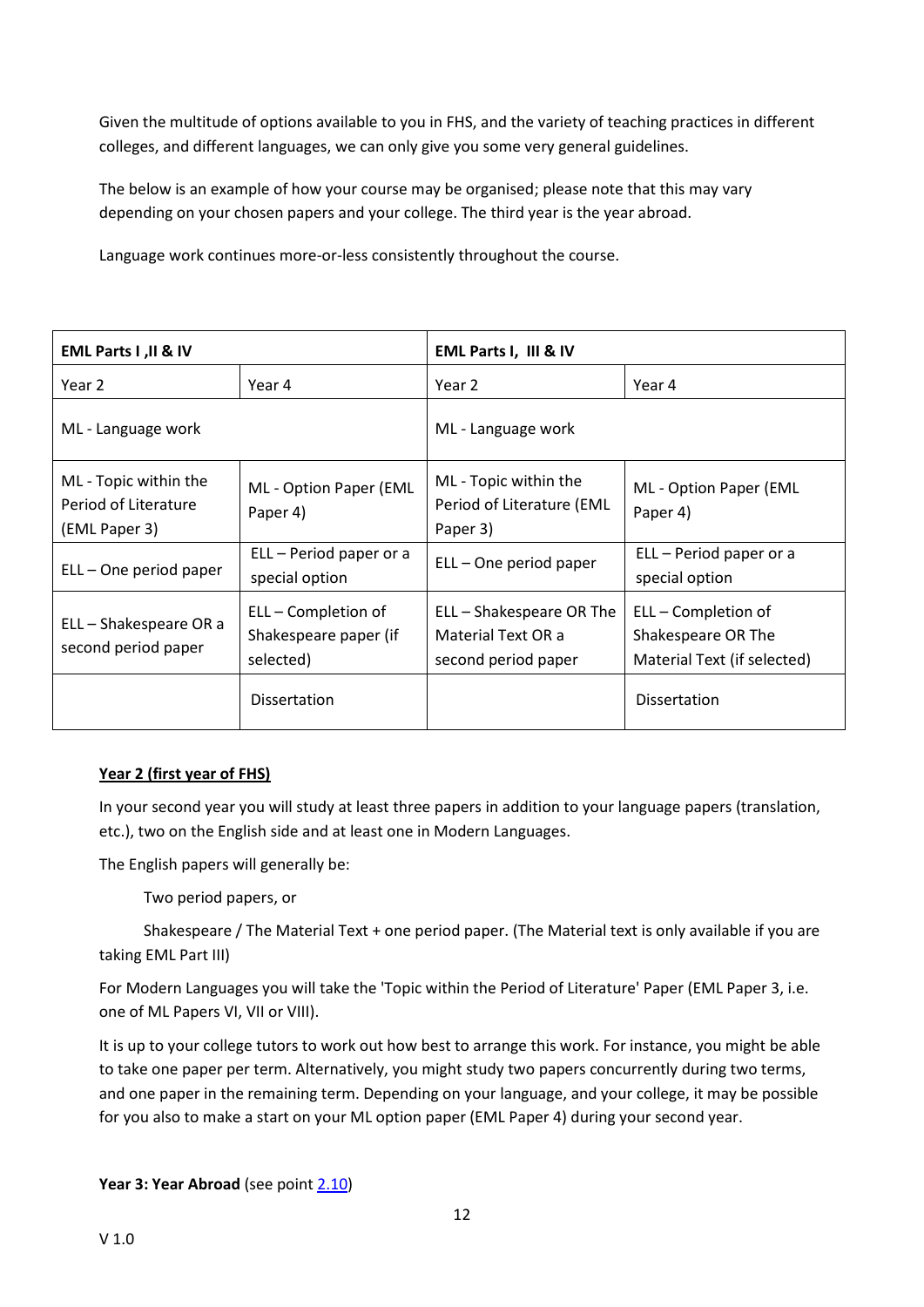Given the multitude of options available to you in FHS, and the variety of teaching practices in different colleges, and different languages, we can only give you some very general guidelines.

The below is an example of how your course may be organised; please note that this may vary depending on your chosen papers and your college. The third year is the year abroad.

Language work continues more-or-less consistently throughout the course.

| **EML Parts I ,II & IV** | | **EML Parts I, III & IV** | |
|---|---|---|---|
| Year 2 | Year 4 | Year 2 | Year 4 |
| ML - Language work | | ML - Language work | |
| ML - Topic within the Period of Literature (EML Paper 3) | ML - Option Paper (EML Paper 4) | ML - Topic within the Period of Literature (EML Paper 3) | ML - Option Paper (EML Paper 4) |
| ELL – One period paper | ELL – Period paper or a special option | ELL – One period paper | ELL – Period paper or a special option |
| ELL – Shakespeare OR a second period paper | ELL – Completion of Shakespeare paper (if selected) | ELL – Shakespeare OR The Material Text OR a second period paper | ELL – Completion of Shakespeare OR The Material Text (if selected) |
| | Dissertation | | Dissertation |

**Year 2 (first year of FHS)**

In your second year you will study at least three papers in addition to your language papers (translation, etc.), two on the English side and at least one in Modern Languages.

The English papers will generally be:

Two period papers, or

Shakespeare / The Material Text + one period paper. (The Material text is only available if you are taking EML Part III)

For Modern Languages you will take the 'Topic within the Period of Literature' Paper (EML Paper 3, i.e. one of ML Papers VI, VII or VIII).

It is up to your college tutors to work out how best to arrange this work. For instance, you might be able to take one paper per term. Alternatively, you might study two papers concurrently during two terms, and one paper in the remaining term. Depending on your language, and your college, it may be possible for you also to make a start on your ML option paper (EML Paper 4) during your second year.

**Year 3: Year Abroad** (see point 2.10)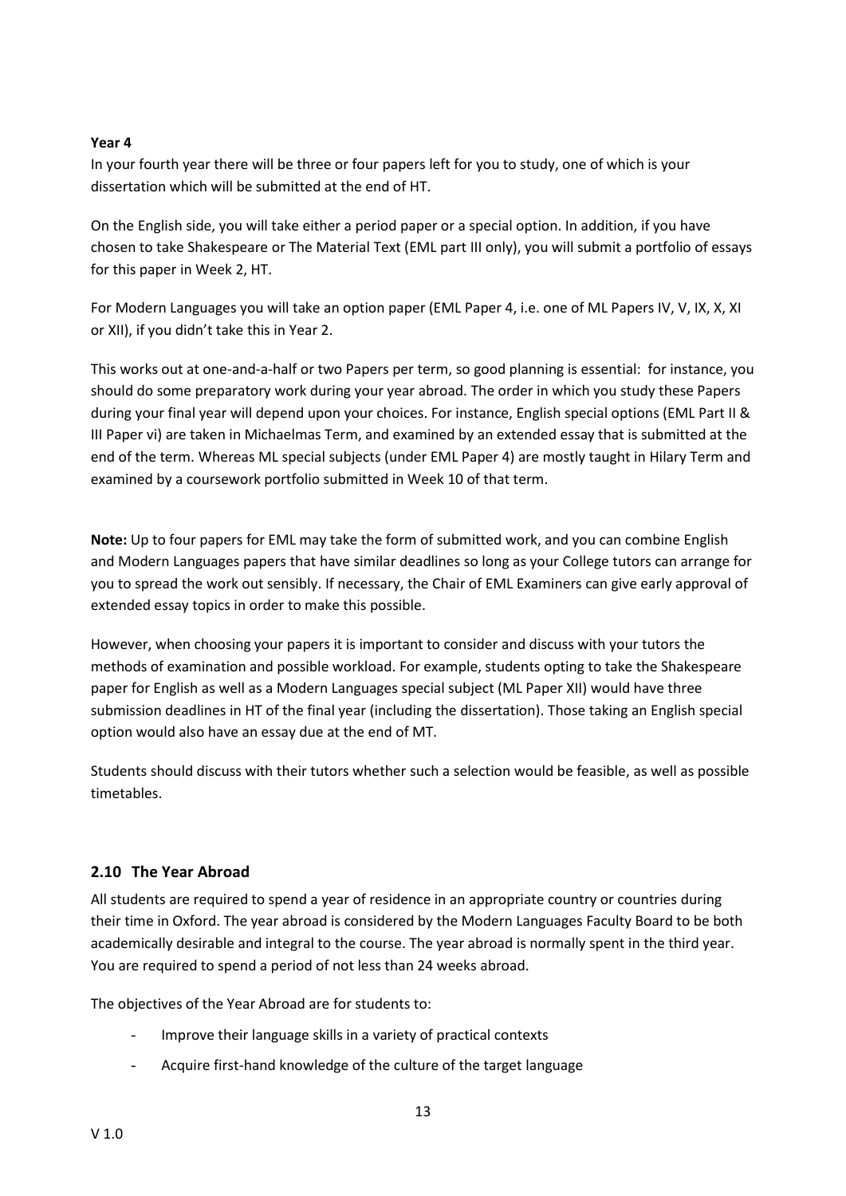**Year 4**

In your fourth year there will be three or four papers left for you to study, one of which is your dissertation which will be submitted at the end of HT.

On the English side, you will take either a period paper or a special option. In addition, if you have chosen to take Shakespeare or The Material Text (EML part III only), you will submit a portfolio of essays for this paper in Week 2, HT.

For Modern Languages you will take an option paper (EML Paper 4, i.e. one of ML Papers IV, V, IX, X, XI or XII), if you didn't take this in Year 2.

This works out at one-and-a-half or two Papers per term, so good planning is essential: for instance, you should do some preparatory work during your year abroad. The order in which you study these Papers during your final year will depend upon your choices. For instance, English special options (EML Part II & III Paper vi) are taken in Michaelmas Term, and examined by an extended essay that is submitted at the end of the term. Whereas ML special subjects (under EML Paper 4) are mostly taught in Hilary Term and examined by a coursework portfolio submitted in Week 10 of that term.

**Note:** Up to four papers for EML may take the form of submitted work, and you can combine English and Modern Languages papers that have similar deadlines so long as your College tutors can arrange for you to spread the work out sensibly. If necessary, the Chair of EML Examiners can give early approval of extended essay topics in order to make this possible.

However, when choosing your papers it is important to consider and discuss with your tutors the methods of examination and possible workload. For example, students opting to take the Shakespeare paper for English as well as a Modern Languages special subject (ML Paper XII) would have three submission deadlines in HT of the final year (including the dissertation). Those taking an English special option would also have an essay due at the end of MT.

Students should discuss with their tutors whether such a selection would be feasible, as well as possible timetables.

## 2.10 The Year Abroad

All students are required to spend a year of residence in an appropriate country or countries during their time in Oxford. The year abroad is considered by the Modern Languages Faculty Board to be both academically desirable and integral to the course. The year abroad is normally spent in the third year. You are required to spend a period of not less than 24 weeks abroad.

The objectives of the Year Abroad are for students to:

- Improve their language skills in a variety of practical contexts
- Acquire first-hand knowledge of the culture of the target language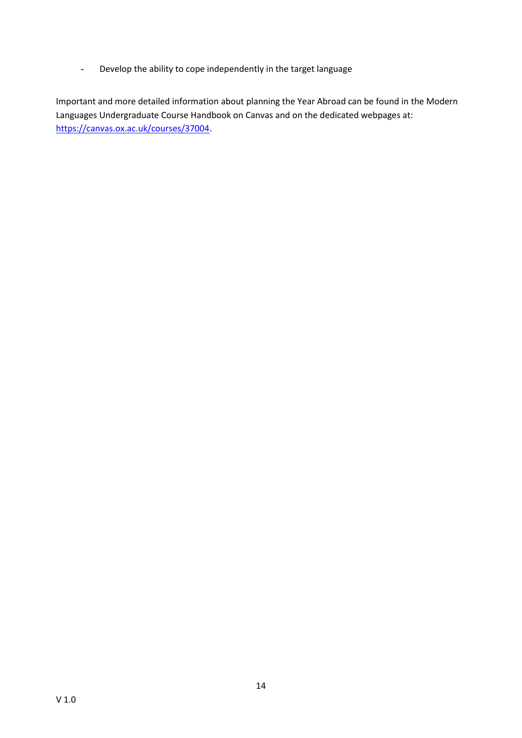- Develop the ability to cope independently in the target language

Important and more detailed information about planning the Year Abroad can be found in the Modern Languages Undergraduate Course Handbook on Canvas and on the dedicated webpages at: https://canvas.ox.ac.uk/courses/37004.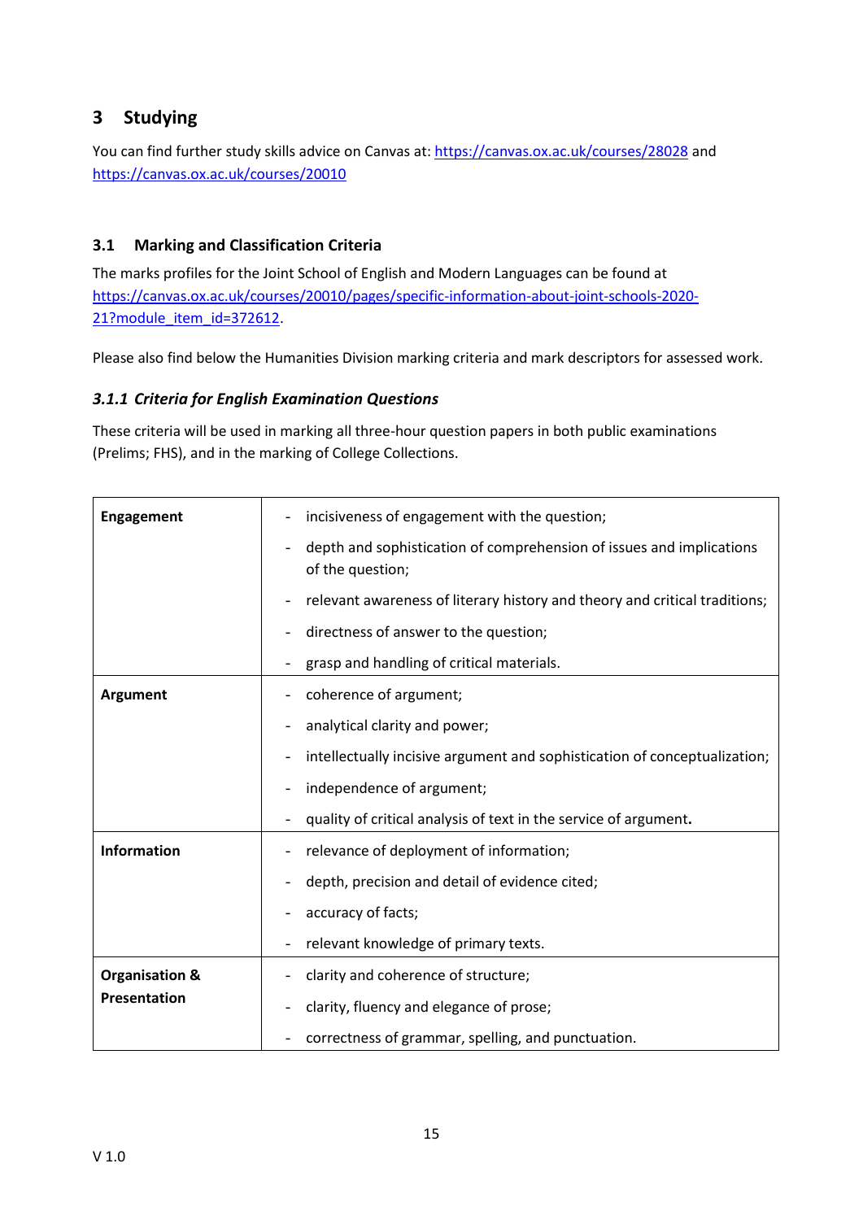# 3 Studying

You can find further study skills advice on Canvas at: https://canvas.ox.ac.uk/courses/28028 and https://canvas.ox.ac.uk/courses/20010

## 3.1 Marking and Classification Criteria

The marks profiles for the Joint School of English and Modern Languages can be found at https://canvas.ox.ac.uk/courses/20010/pages/specific-information-about-joint-schools-2020-21?module_item_id=372612.

Please also find below the Humanities Division marking criteria and mark descriptors for assessed work.

### *3.1.1 Criteria for English Examination Questions*

These criteria will be used in marking all three-hour question papers in both public examinations (Prelims; FHS), and in the marking of College Collections.

| | |
|---|---|
| **Engagement** | - incisiveness of engagement with the question;<br>- depth and sophistication of comprehension of issues and implications of the question;<br>- relevant awareness of literary history and theory and critical traditions;<br>- directness of answer to the question;<br>- grasp and handling of critical materials. |
| **Argument** | - coherence of argument;<br>- analytical clarity and power;<br>- intellectually incisive argument and sophistication of conceptualization;<br>- independence of argument;<br>- quality of critical analysis of text in the service of argument. |
| **Information** | - relevance of deployment of information;<br>- depth, precision and detail of evidence cited;<br>- accuracy of facts;<br>- relevant knowledge of primary texts. |
| **Organisation & Presentation** | - clarity and coherence of structure;<br>- clarity, fluency and elegance of prose;<br>- correctness of grammar, spelling, and punctuation. |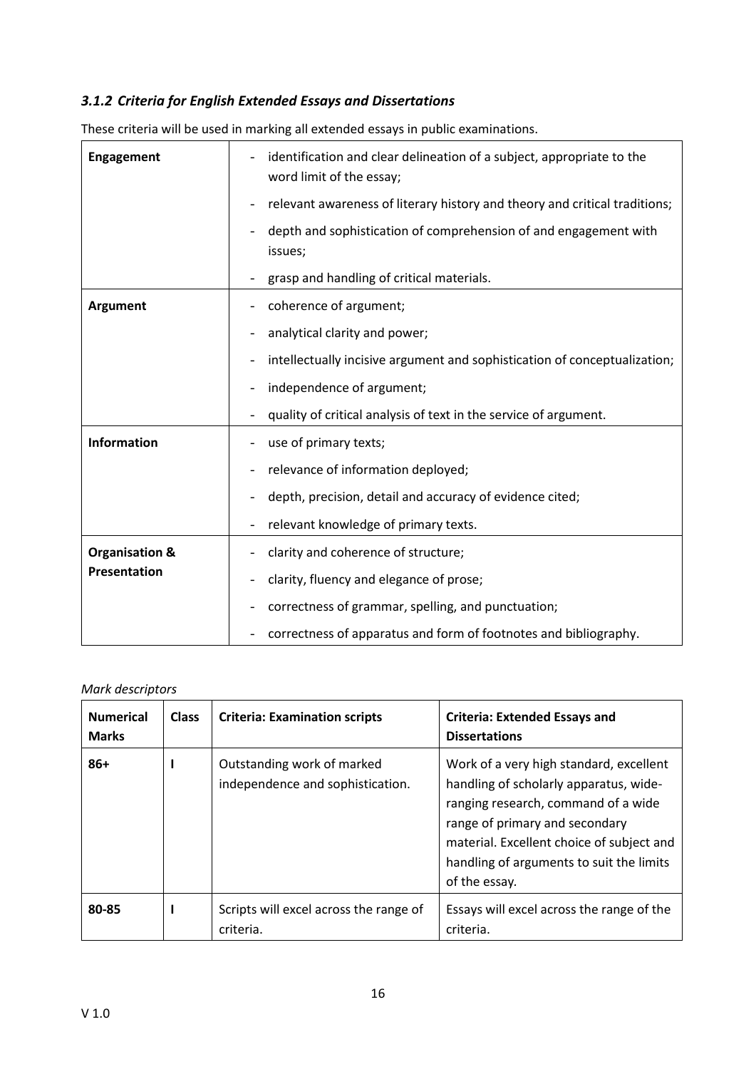### *3.1.2 Criteria for English Extended Essays and Dissertations*

These criteria will be used in marking all extended essays in public examinations.

| | |
|---|---|
| **Engagement** | - identification and clear delineation of a subject, appropriate to the word limit of the essay;<br>- relevant awareness of literary history and theory and critical traditions;<br>- depth and sophistication of comprehension of and engagement with issues;<br>- grasp and handling of critical materials. |
| **Argument** | - coherence of argument;<br>- analytical clarity and power;<br>- intellectually incisive argument and sophistication of conceptualization;<br>- independence of argument;<br>- quality of critical analysis of text in the service of argument. |
| **Information** | - use of primary texts;<br>- relevance of information deployed;<br>- depth, precision, detail and accuracy of evidence cited;<br>- relevant knowledge of primary texts. |
| **Organisation & Presentation** | - clarity and coherence of structure;<br>- clarity, fluency and elegance of prose;<br>- correctness of grammar, spelling, and punctuation;<br>- correctness of apparatus and form of footnotes and bibliography. |

*Mark descriptors*

| Numerical Marks | Class | Criteria: Examination scripts | Criteria: Extended Essays and Dissertations |
|---|---|---|---|
| **86+** | **I** | Outstanding work of marked independence and sophistication. | Work of a very high standard, excellent handling of scholarly apparatus, wide-ranging research, command of a wide range of primary and secondary material. Excellent choice of subject and handling of arguments to suit the limits of the essay. |
| **80-85** | **I** | Scripts will excel across the range of criteria. | Essays will excel across the range of the criteria. |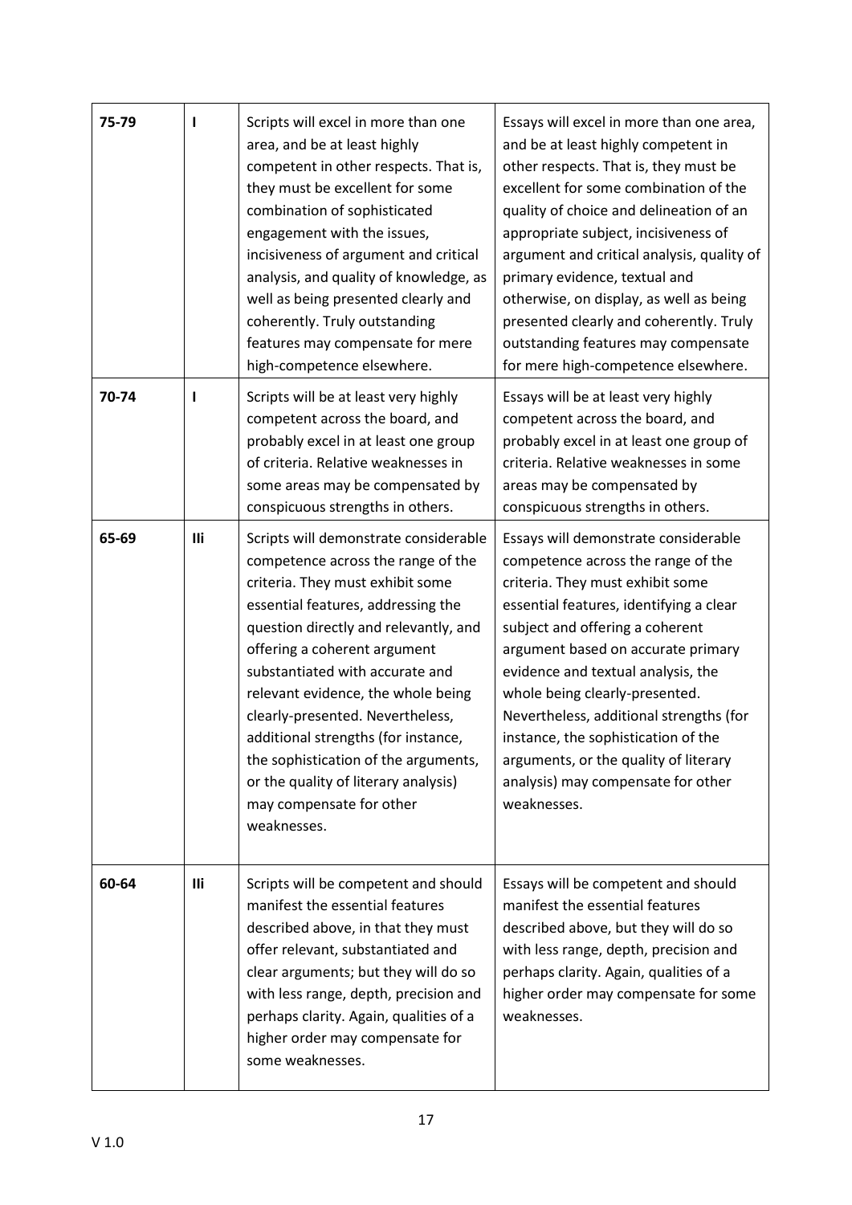| | | | |
|---|---|---|---|
| 75-79 | I | Scripts will excel in more than one area, and be at least highly competent in other respects. That is, they must be excellent for some combination of sophisticated engagement with the issues, incisiveness of argument and critical analysis, and quality of knowledge, as well as being presented clearly and coherently. Truly outstanding features may compensate for mere high-competence elsewhere. | Essays will excel in more than one area, and be at least highly competent in other respects. That is, they must be excellent for some combination of the quality of choice and delineation of an appropriate subject, incisiveness of argument and critical analysis, quality of primary evidence, textual and otherwise, on display, as well as being presented clearly and coherently. Truly outstanding features may compensate for mere high-competence elsewhere. |
| 70-74 | I | Scripts will be at least very highly competent across the board, and probably excel in at least one group of criteria. Relative weaknesses in some areas may be compensated by conspicuous strengths in others. | Essays will be at least very highly competent across the board, and probably excel in at least one group of criteria. Relative weaknesses in some areas may be compensated by conspicuous strengths in others. |
| 65-69 | Iii | Scripts will demonstrate considerable competence across the range of the criteria. They must exhibit some essential features, addressing the question directly and relevantly, and offering a coherent argument substantiated with accurate and relevant evidence, the whole being clearly-presented. Nevertheless, additional strengths (for instance, the sophistication of the arguments, or the quality of literary analysis) may compensate for other weaknesses. | Essays will demonstrate considerable competence across the range of the criteria. They must exhibit some essential features, identifying a clear subject and offering a coherent argument based on accurate primary evidence and textual analysis, the whole being clearly-presented. Nevertheless, additional strengths (for instance, the sophistication of the arguments, or the quality of literary analysis) may compensate for other weaknesses. |
| 60-64 | Iii | Scripts will be competent and should manifest the essential features described above, in that they must offer relevant, substantiated and clear arguments; but they will do so with less range, depth, precision and perhaps clarity. Again, qualities of a higher order may compensate for some weaknesses. | Essays will be competent and should manifest the essential features described above, but they will do so with less range, depth, precision and perhaps clarity. Again, qualities of a higher order may compensate for some weaknesses. |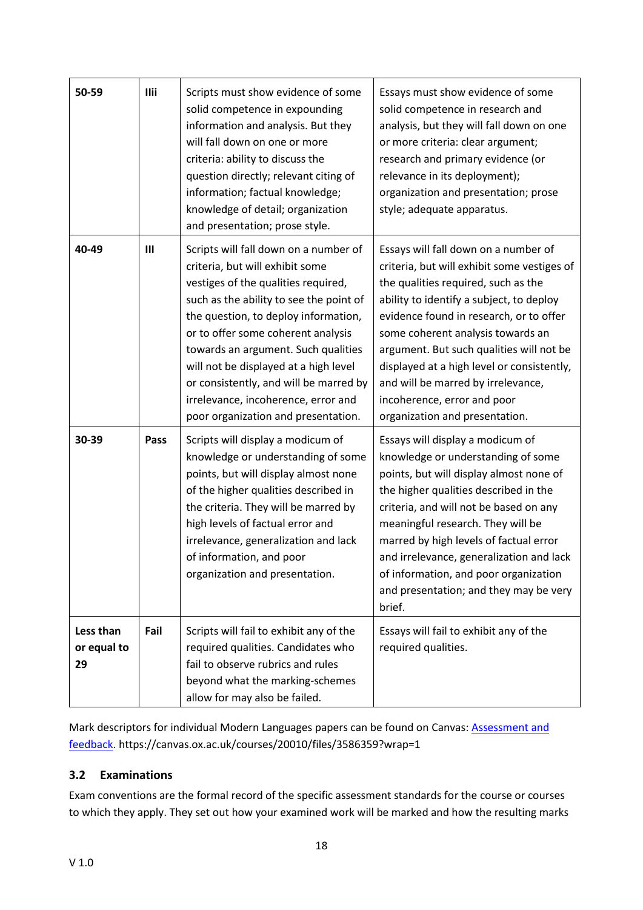| 50-59 | IIii | Scripts must show evidence of some solid competence in expounding information and analysis. But they will fall down on one or more criteria: ability to discuss the question directly; relevant citing of information; factual knowledge; knowledge of detail; organization and presentation; prose style. | Essays must show evidence of some solid competence in research and analysis, but they will fall down on one or more criteria: clear argument; research and primary evidence (or relevance in its deployment); organization and presentation; prose style; adequate apparatus. |
|---|---|---|---|
| 40-49 | III | Scripts will fall down on a number of criteria, but will exhibit some vestiges of the qualities required, such as the ability to see the point of the question, to deploy information, or to offer some coherent analysis towards an argument. Such qualities will not be displayed at a high level or consistently, and will be marred by irrelevance, incoherence, error and poor organization and presentation. | Essays will fall down on a number of criteria, but will exhibit some vestiges of the qualities required, such as the ability to identify a subject, to deploy evidence found in research, or to offer some coherent analysis towards an argument. But such qualities will not be displayed at a high level or consistently, and will be marred by irrelevance, incoherence, error and poor organization and presentation. |
| 30-39 | Pass | Scripts will display a modicum of knowledge or understanding of some points, but will display almost none of the higher qualities described in the criteria. They will be marred by high levels of factual error and irrelevance, generalization and lack of information, and poor organization and presentation. | Essays will display a modicum of knowledge or understanding of some points, but will display almost none of the higher qualities described in the criteria, and will not be based on any meaningful research. They will be marred by high levels of factual error and irrelevance, generalization and lack of information, and poor organization and presentation; and they may be very brief. |
| Less than or equal to 29 | Fail | Scripts will fail to exhibit any of the required qualities. Candidates who fail to observe rubrics and rules beyond what the marking-schemes allow for may also be failed. | Essays will fail to exhibit any of the required qualities. |

Mark descriptors for individual Modern Languages papers can be found on Canvas: [Assessment and feedback](https://canvas.ox.ac.uk/courses/20010/files/3586359?wrap=1). https://canvas.ox.ac.uk/courses/20010/files/3586359?wrap=1

### 3.2 Examinations

Exam conventions are the formal record of the specific assessment standards for the course or courses to which they apply. They set out how your examined work will be marked and how the resulting marks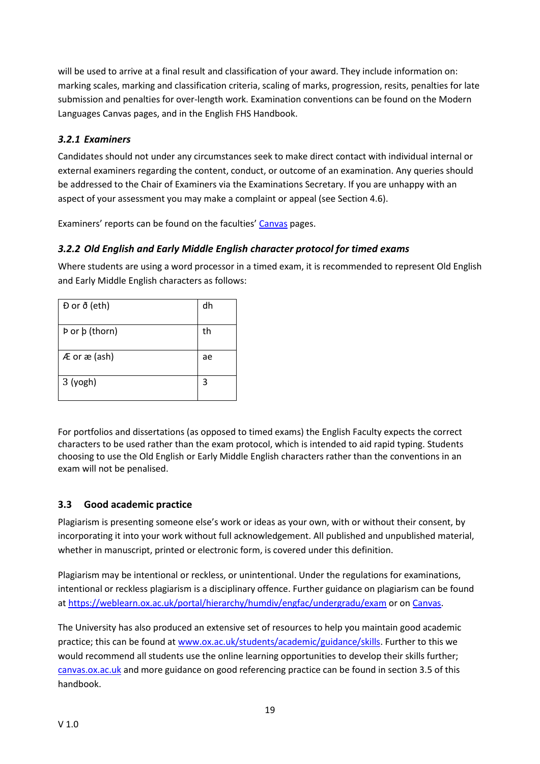will be used to arrive at a final result and classification of your award. They include information on: marking scales, marking and classification criteria, scaling of marks, progression, resits, penalties for late submission and penalties for over-length work. Examination conventions can be found on the Modern Languages Canvas pages, and in the English FHS Handbook.

### *3.2.1 Examiners*

Candidates should not under any circumstances seek to make direct contact with individual internal or external examiners regarding the content, conduct, or outcome of an examination. Any queries should be addressed to the Chair of Examiners via the Examinations Secretary. If you are unhappy with an aspect of your assessment you may make a complaint or appeal (see Section 4.6).

Examiners' reports can be found on the faculties' [Canvas](https://canvas.ox.ac.uk) pages.

### *3.2.2 Old English and Early Middle English character protocol for timed exams*

Where students are using a word processor in a timed exam, it is recommended to represent Old English and Early Middle English characters as follows:

| Character | Representation |
|---|---|
| Ð or ð (eth) | dh |
| Þ or þ (thorn) | th |
| Æ or æ (ash) | ae |
| 3 (yogh) | 3 |

For portfolios and dissertations (as opposed to timed exams) the English Faculty expects the correct characters to be used rather than the exam protocol, which is intended to aid rapid typing. Students choosing to use the Old English or Early Middle English characters rather than the conventions in an exam will not be penalised.

## 3.3 Good academic practice

Plagiarism is presenting someone else's work or ideas as your own, with or without their consent, by incorporating it into your work without full acknowledgement. All published and unpublished material, whether in manuscript, printed or electronic form, is covered under this definition.

Plagiarism may be intentional or reckless, or unintentional. Under the regulations for examinations, intentional or reckless plagiarism is a disciplinary offence. Further guidance on plagiarism can be found at https://weblearn.ox.ac.uk/portal/hierarchy/humdiv/engfac/undergradu/exam or on [Canvas](https://canvas.ox.ac.uk).

The University has also produced an extensive set of resources to help you maintain good academic practice; this can be found at www.ox.ac.uk/students/academic/guidance/skills. Further to this we would recommend all students use the online learning opportunities to develop their skills further; canvas.ox.ac.uk and more guidance on good referencing practice can be found in section 3.5 of this handbook.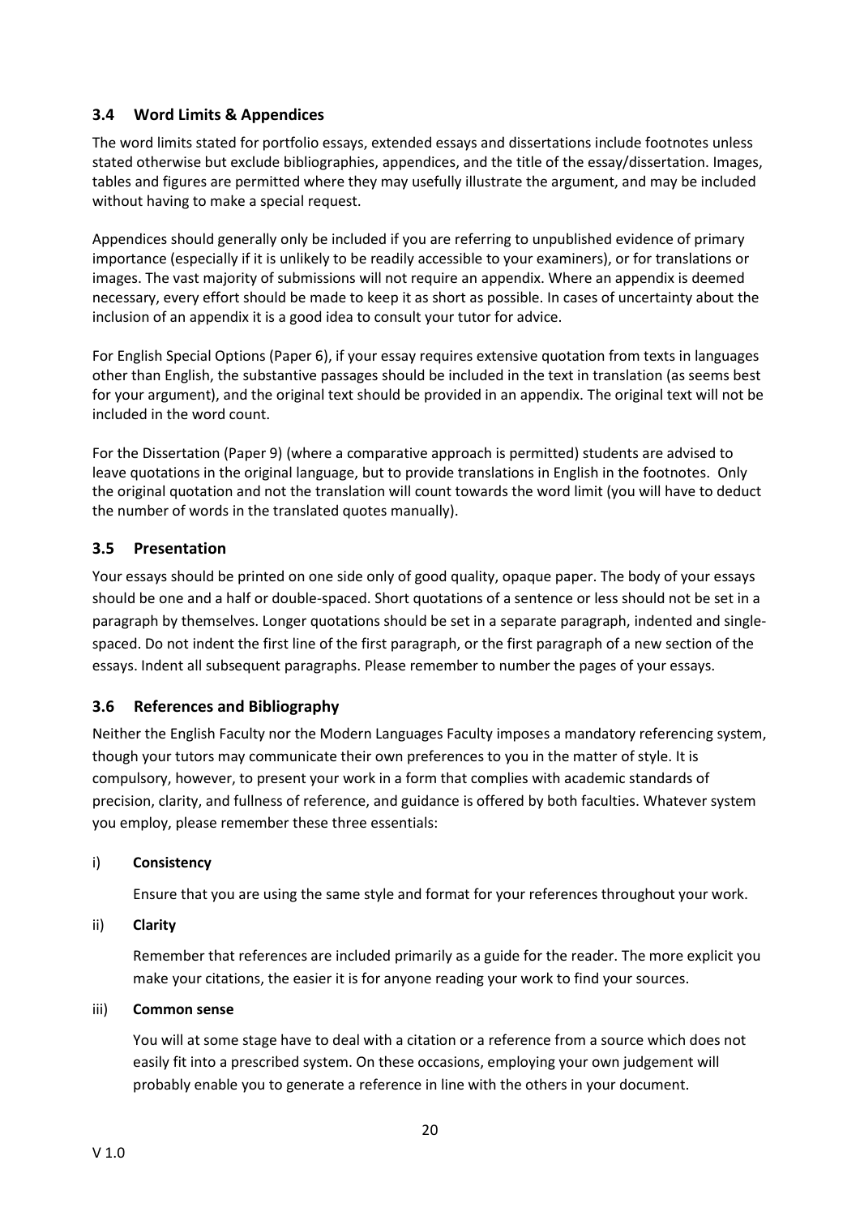### 3.4 Word Limits & Appendices

The word limits stated for portfolio essays, extended essays and dissertations include footnotes unless stated otherwise but exclude bibliographies, appendices, and the title of the essay/dissertation. Images, tables and figures are permitted where they may usefully illustrate the argument, and may be included without having to make a special request.

Appendices should generally only be included if you are referring to unpublished evidence of primary importance (especially if it is unlikely to be readily accessible to your examiners), or for translations or images. The vast majority of submissions will not require an appendix. Where an appendix is deemed necessary, every effort should be made to keep it as short as possible. In cases of uncertainty about the inclusion of an appendix it is a good idea to consult your tutor for advice.

For English Special Options (Paper 6), if your essay requires extensive quotation from texts in languages other than English, the substantive passages should be included in the text in translation (as seems best for your argument), and the original text should be provided in an appendix. The original text will not be included in the word count.

For the Dissertation (Paper 9) (where a comparative approach is permitted) students are advised to leave quotations in the original language, but to provide translations in English in the footnotes. Only the original quotation and not the translation will count towards the word limit (you will have to deduct the number of words in the translated quotes manually).

### 3.5 Presentation

Your essays should be printed on one side only of good quality, opaque paper. The body of your essays should be one and a half or double-spaced. Short quotations of a sentence or less should not be set in a paragraph by themselves. Longer quotations should be set in a separate paragraph, indented and single-spaced. Do not indent the first line of the first paragraph, or the first paragraph of a new section of the essays. Indent all subsequent paragraphs. Please remember to number the pages of your essays.

### 3.6 References and Bibliography

Neither the English Faculty nor the Modern Languages Faculty imposes a mandatory referencing system, though your tutors may communicate their own preferences to you in the matter of style. It is compulsory, however, to present your work in a form that complies with academic standards of precision, clarity, and fullness of reference, and guidance is offered by both faculties. Whatever system you employ, please remember these three essentials:

i) **Consistency**

Ensure that you are using the same style and format for your references throughout your work.

ii) **Clarity**

Remember that references are included primarily as a guide for the reader. The more explicit you make your citations, the easier it is for anyone reading your work to find your sources.

iii) **Common sense**

You will at some stage have to deal with a citation or a reference from a source which does not easily fit into a prescribed system. On these occasions, employing your own judgement will probably enable you to generate a reference in line with the others in your document.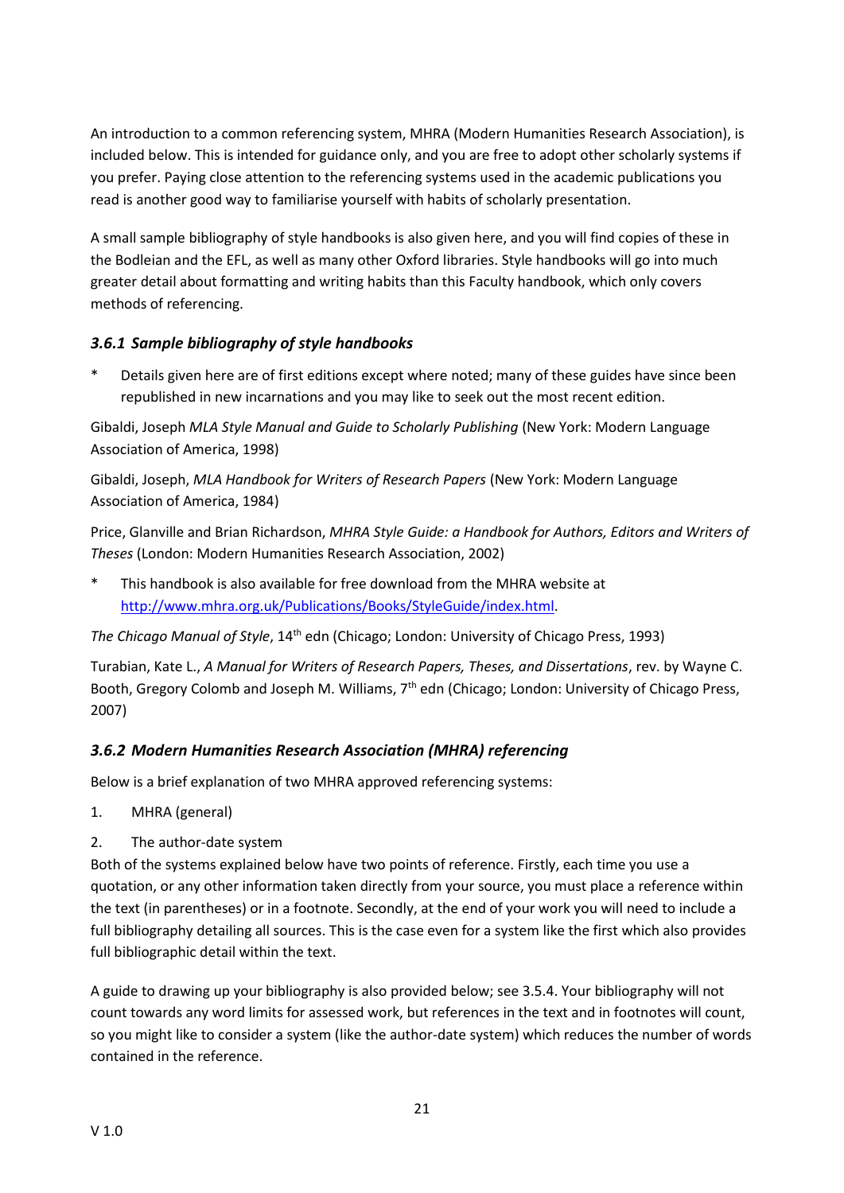An introduction to a common referencing system, MHRA (Modern Humanities Research Association), is included below. This is intended for guidance only, and you are free to adopt other scholarly systems if you prefer. Paying close attention to the referencing systems used in the academic publications you read is another good way to familiarise yourself with habits of scholarly presentation.

A small sample bibliography of style handbooks is also given here, and you will find copies of these in the Bodleian and the EFL, as well as many other Oxford libraries. Style handbooks will go into much greater detail about formatting and writing habits than this Faculty handbook, which only covers methods of referencing.

### *3.6.1 Sample bibliography of style handbooks*

\* Details given here are of first editions except where noted; many of these guides have since been republished in new incarnations and you may like to seek out the most recent edition.

Gibaldi, Joseph *MLA Style Manual and Guide to Scholarly Publishing* (New York: Modern Language Association of America, 1998)

Gibaldi, Joseph, *MLA Handbook for Writers of Research Papers* (New York: Modern Language Association of America, 1984)

Price, Glanville and Brian Richardson, *MHRA Style Guide: a Handbook for Authors, Editors and Writers of Theses* (London: Modern Humanities Research Association, 2002)

\* This handbook is also available for free download from the MHRA website at http://www.mhra.org.uk/Publications/Books/StyleGuide/index.html.

*The Chicago Manual of Style*, 14th edn (Chicago; London: University of Chicago Press, 1993)

Turabian, Kate L., *A Manual for Writers of Research Papers, Theses, and Dissertations*, rev. by Wayne C. Booth, Gregory Colomb and Joseph M. Williams, 7th edn (Chicago; London: University of Chicago Press, 2007)

### *3.6.2 Modern Humanities Research Association (MHRA) referencing*

Below is a brief explanation of two MHRA approved referencing systems:

1. MHRA (general)
2. The author-date system

Both of the systems explained below have two points of reference. Firstly, each time you use a quotation, or any other information taken directly from your source, you must place a reference within the text (in parentheses) or in a footnote. Secondly, at the end of your work you will need to include a full bibliography detailing all sources. This is the case even for a system like the first which also provides full bibliographic detail within the text.

A guide to drawing up your bibliography is also provided below; see 3.5.4. Your bibliography will not count towards any word limits for assessed work, but references in the text and in footnotes will count, so you might like to consider a system (like the author-date system) which reduces the number of words contained in the reference.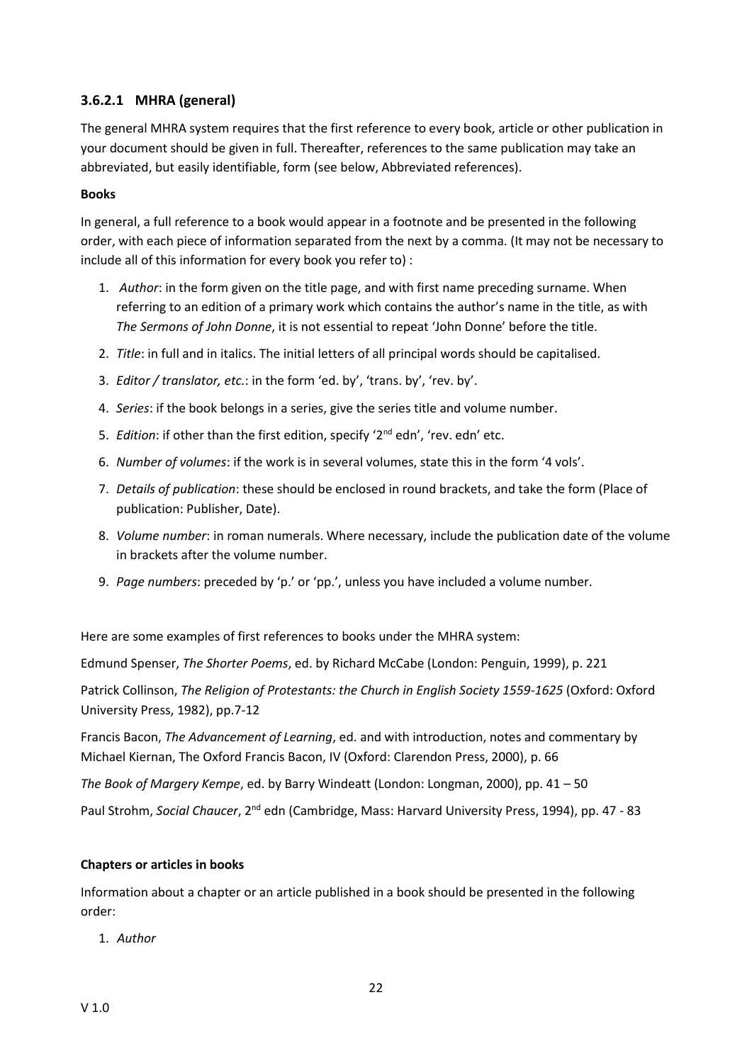### 3.6.2.1 MHRA (general)

The general MHRA system requires that the first reference to every book, article or other publication in your document should be given in full. Thereafter, references to the same publication may take an abbreviated, but easily identifiable, form (see below, Abbreviated references).

**Books**

In general, a full reference to a book would appear in a footnote and be presented in the following order, with each piece of information separated from the next by a comma. (It may not be necessary to include all of this information for every book you refer to) :

1. *Author*: in the form given on the title page, and with first name preceding surname. When referring to an edition of a primary work which contains the author's name in the title, as with *The Sermons of John Donne*, it is not essential to repeat 'John Donne' before the title.
2. *Title*: in full and in italics. The initial letters of all principal words should be capitalised.
3. *Editor / translator, etc.*: in the form 'ed. by', 'trans. by', 'rev. by'.
4. *Series*: if the book belongs in a series, give the series title and volume number.
5. *Edition*: if other than the first edition, specify '2nd edn', 'rev. edn' etc.
6. *Number of volumes*: if the work is in several volumes, state this in the form '4 vols'.
7. *Details of publication*: these should be enclosed in round brackets, and take the form (Place of publication: Publisher, Date).
8. *Volume number*: in roman numerals. Where necessary, include the publication date of the volume in brackets after the volume number.
9. *Page numbers*: preceded by 'p.' or 'pp.', unless you have included a volume number.

Here are some examples of first references to books under the MHRA system:

Edmund Spenser, *The Shorter Poems*, ed. by Richard McCabe (London: Penguin, 1999), p. 221

Patrick Collinson, *The Religion of Protestants: the Church in English Society 1559-1625* (Oxford: Oxford University Press, 1982), pp.7-12

Francis Bacon, *The Advancement of Learning*, ed. and with introduction, notes and commentary by Michael Kiernan, The Oxford Francis Bacon, IV (Oxford: Clarendon Press, 2000), p. 66

*The Book of Margery Kempe*, ed. by Barry Windeatt (London: Longman, 2000), pp. 41 – 50

Paul Strohm, *Social Chaucer*, 2nd edn (Cambridge, Mass: Harvard University Press, 1994), pp. 47 - 83

**Chapters or articles in books**

Information about a chapter or an article published in a book should be presented in the following order:

1. *Author*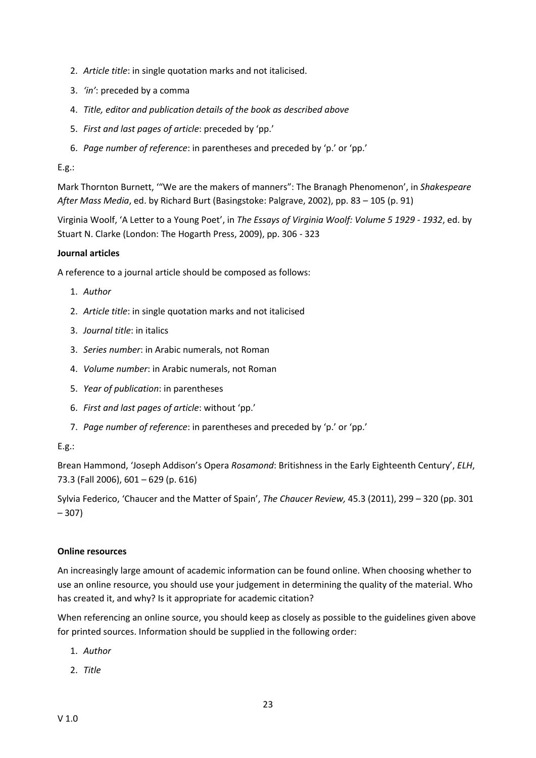2. *Article title*: in single quotation marks and not italicised.
3. *'in'*: preceded by a comma
4. *Title, editor and publication details of the book as described above*
5. *First and last pages of article*: preceded by 'pp.'
6. *Page number of reference*: in parentheses and preceded by 'p.' or 'pp.'

E.g.:

Mark Thornton Burnett, '"We are the makers of manners": The Branagh Phenomenon', in *Shakespeare After Mass Media*, ed. by Richard Burt (Basingstoke: Palgrave, 2002), pp. 83 – 105 (p. 91)

Virginia Woolf, 'A Letter to a Young Poet', in *The Essays of Virginia Woolf: Volume 5 1929 - 1932*, ed. by Stuart N. Clarke (London: The Hogarth Press, 2009), pp. 306 - 323

**Journal articles**

A reference to a journal article should be composed as follows:

1. *Author*
2. *Article title*: in single quotation marks and not italicised
3. *Journal title*: in italics
3. *Series number*: in Arabic numerals, not Roman
4. *Volume number*: in Arabic numerals, not Roman
5. *Year of publication*: in parentheses
6. *First and last pages of article*: without 'pp.'
7. *Page number of reference*: in parentheses and preceded by 'p.' or 'pp.'

E.g.:

Brean Hammond, 'Joseph Addison's Opera *Rosamond*: Britishness in the Early Eighteenth Century', *ELH*, 73.3 (Fall 2006), 601 – 629 (p. 616)

Sylvia Federico, 'Chaucer and the Matter of Spain', *The Chaucer Review,* 45.3 (2011), 299 – 320 (pp. 301 – 307)

**Online resources**

An increasingly large amount of academic information can be found online. When choosing whether to use an online resource, you should use your judgement in determining the quality of the material. Who has created it, and why? Is it appropriate for academic citation?

When referencing an online source, you should keep as closely as possible to the guidelines given above for printed sources. Information should be supplied in the following order:

1. *Author*
2. *Title*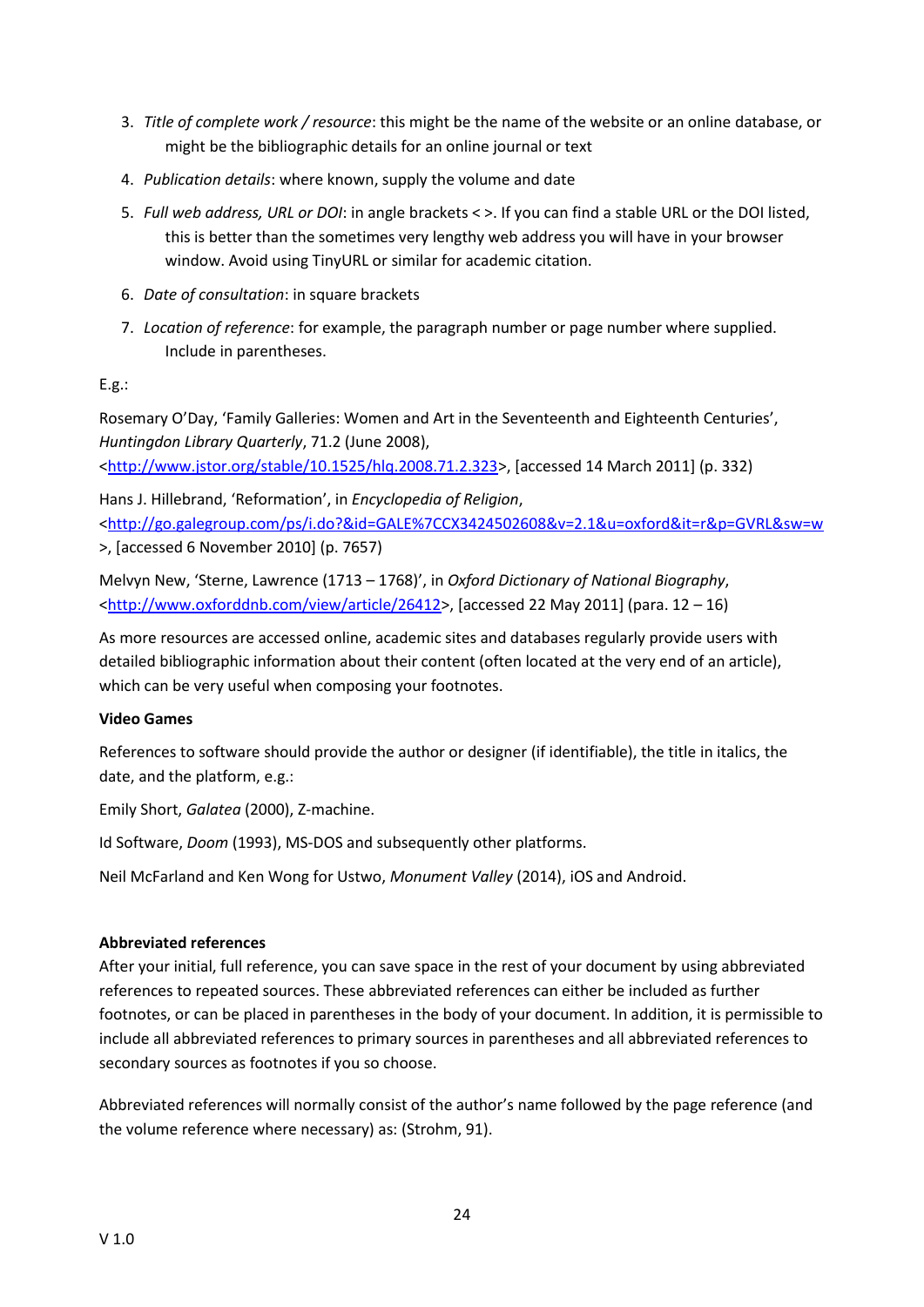3. *Title of complete work / resource*: this might be the name of the website or an online database, or might be the bibliographic details for an online journal or text
4. *Publication details*: where known, supply the volume and date
5. *Full web address, URL or DOI*: in angle brackets < >. If you can find a stable URL or the DOI listed, this is better than the sometimes very lengthy web address you will have in your browser window. Avoid using TinyURL or similar for academic citation.
6. *Date of consultation*: in square brackets
7. *Location of reference*: for example, the paragraph number or page number where supplied. Include in parentheses.

E.g.:

Rosemary O'Day, 'Family Galleries: Women and Art in the Seventeenth and Eighteenth Centuries', *Huntingdon Library Quarterly*, 71.2 (June 2008), <http://www.jstor.org/stable/10.1525/hlq.2008.71.2.323>, [accessed 14 March 2011] (p. 332)

Hans J. Hillebrand, 'Reformation', in *Encyclopedia of Religion*, <http://go.galegroup.com/ps/i.do?&id=GALE%7CCX3424502608&v=2.1&u=oxford&it=r&p=GVRL&sw=w>, [accessed 6 November 2010] (p. 7657)

Melvyn New, 'Sterne, Lawrence (1713 – 1768)', in *Oxford Dictionary of National Biography*, <http://www.oxforddnb.com/view/article/26412>, [accessed 22 May 2011] (para. 12 – 16)

As more resources are accessed online, academic sites and databases regularly provide users with detailed bibliographic information about their content (often located at the very end of an article), which can be very useful when composing your footnotes.

**Video Games**

References to software should provide the author or designer (if identifiable), the title in italics, the date, and the platform, e.g.:

Emily Short, *Galatea* (2000), Z-machine.

Id Software, *Doom* (1993), MS-DOS and subsequently other platforms.

Neil McFarland and Ken Wong for Ustwo, *Monument Valley* (2014), iOS and Android.

**Abbreviated references**

After your initial, full reference, you can save space in the rest of your document by using abbreviated references to repeated sources. These abbreviated references can either be included as further footnotes, or can be placed in parentheses in the body of your document. In addition, it is permissible to include all abbreviated references to primary sources in parentheses and all abbreviated references to secondary sources as footnotes if you so choose.

Abbreviated references will normally consist of the author's name followed by the page reference (and the volume reference where necessary) as: (Strohm, 91).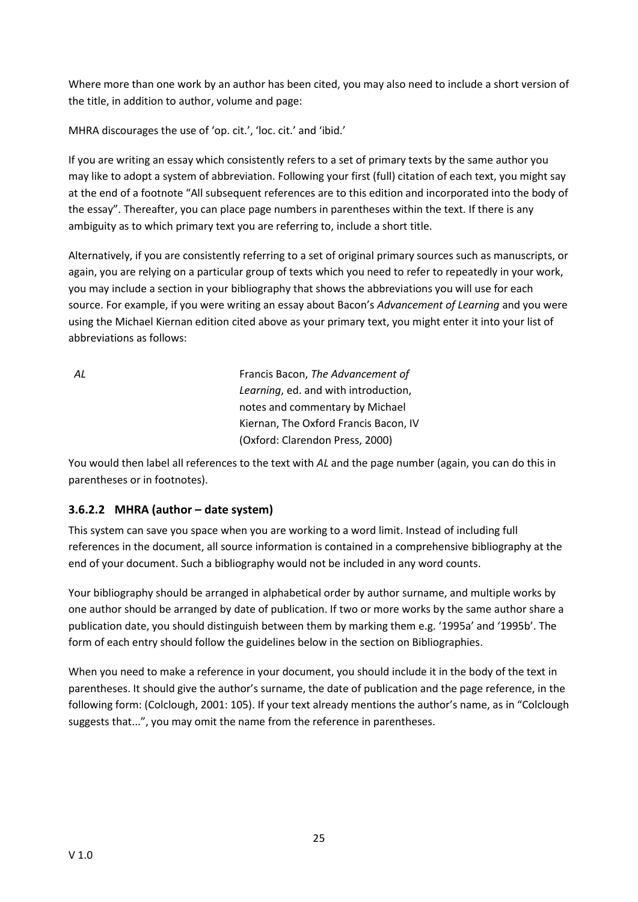Where more than one work by an author has been cited, you may also need to include a short version of the title, in addition to author, volume and page:

MHRA discourages the use of 'op. cit.', 'loc. cit.' and 'ibid.'

If you are writing an essay which consistently refers to a set of primary texts by the same author you may like to adopt a system of abbreviation. Following your first (full) citation of each text, you might say at the end of a footnote "All subsequent references are to this edition and incorporated into the body of the essay". Thereafter, you can place page numbers in parentheses within the text. If there is any ambiguity as to which primary text you are referring to, include a short title.

Alternatively, if you are consistently referring to a set of original primary sources such as manuscripts, or again, you are relying on a particular group of texts which you need to refer to repeatedly in your work, you may include a section in your bibliography that shows the abbreviations you will use for each source. For example, if you were writing an essay about Bacon's *Advancement of Learning* and you were using the Michael Kiernan edition cited above as your primary text, you might enter it into your list of abbreviations as follows:

| | |
|---|---|
| *AL* | Francis Bacon, *The Advancement of Learning*, ed. and with introduction, notes and commentary by Michael Kiernan, The Oxford Francis Bacon, IV (Oxford: Clarendon Press, 2000) |

You would then label all references to the text with *AL* and the page number (again, you can do this in parentheses or in footnotes).

### 3.6.2.2 MHRA (author – date system)

This system can save you space when you are working to a word limit. Instead of including full references in the document, all source information is contained in a comprehensive bibliography at the end of your document. Such a bibliography would not be included in any word counts.

Your bibliography should be arranged in alphabetical order by author surname, and multiple works by one author should be arranged by date of publication. If two or more works by the same author share a publication date, you should distinguish between them by marking them e.g. '1995a' and '1995b'. The form of each entry should follow the guidelines below in the section on Bibliographies.

When you need to make a reference in your document, you should include it in the body of the text in parentheses. It should give the author's surname, the date of publication and the page reference, in the following form: (Colclough, 2001: 105). If your text already mentions the author's name, as in "Colclough suggests that...", you may omit the name from the reference in parentheses.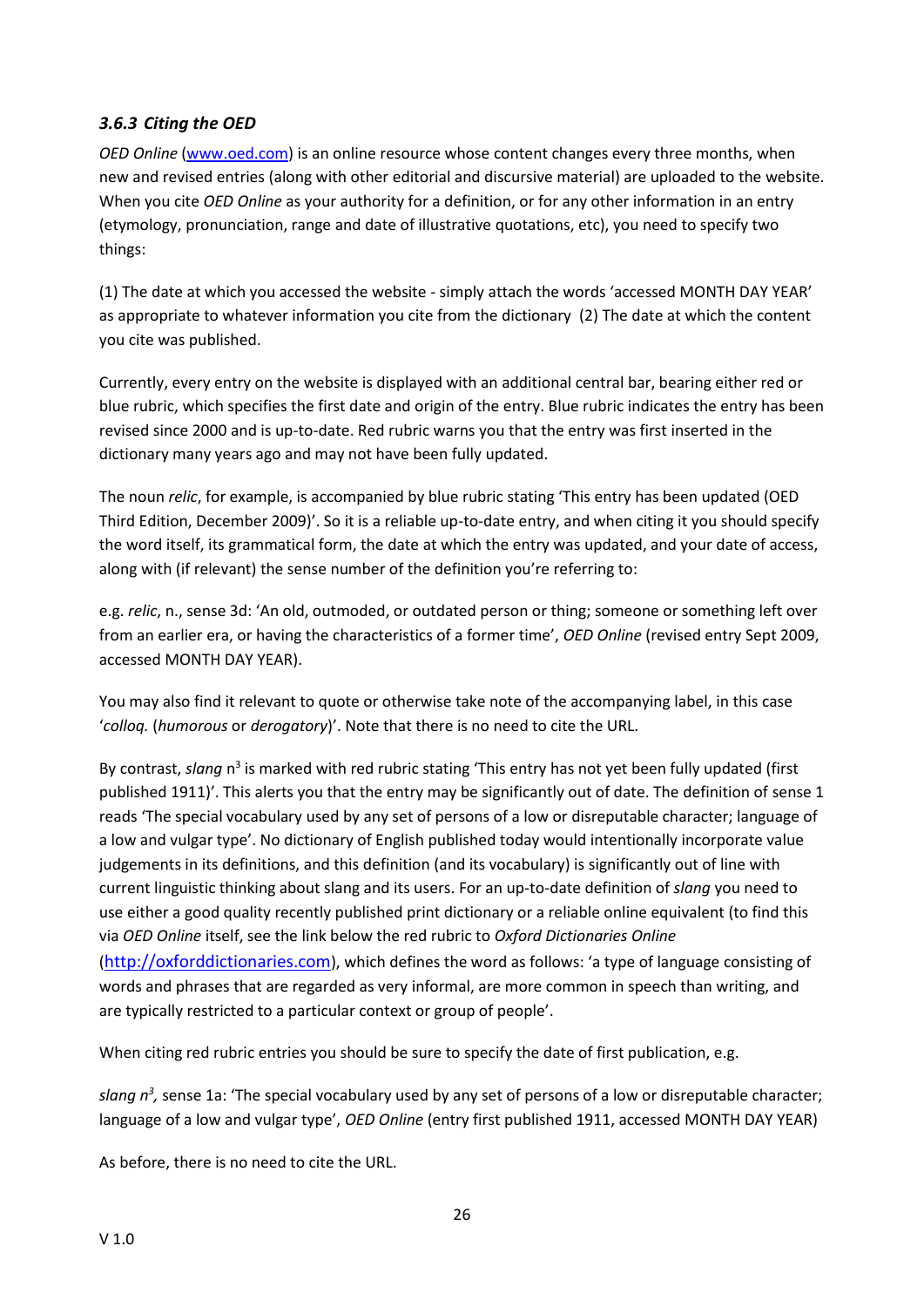### *3.6.3 Citing the OED*

*OED Online* (www.oed.com) is an online resource whose content changes every three months, when new and revised entries (along with other editorial and discursive material) are uploaded to the website. When you cite *OED Online* as your authority for a definition, or for any other information in an entry (etymology, pronunciation, range and date of illustrative quotations, etc), you need to specify two things:

(1) The date at which you accessed the website - simply attach the words 'accessed MONTH DAY YEAR' as appropriate to whatever information you cite from the dictionary (2) The date at which the content you cite was published.

Currently, every entry on the website is displayed with an additional central bar, bearing either red or blue rubric, which specifies the first date and origin of the entry. Blue rubric indicates the entry has been revised since 2000 and is up-to-date. Red rubric warns you that the entry was first inserted in the dictionary many years ago and may not have been fully updated.

The noun *relic*, for example, is accompanied by blue rubric stating 'This entry has been updated (OED Third Edition, December 2009)'. So it is a reliable up-to-date entry, and when citing it you should specify the word itself, its grammatical form, the date at which the entry was updated, and your date of access, along with (if relevant) the sense number of the definition you're referring to:

e.g. *relic*, n., sense 3d: 'An old, outmoded, or outdated person or thing; someone or something left over from an earlier era, or having the characteristics of a former time', *OED Online* (revised entry Sept 2009, accessed MONTH DAY YEAR).

You may also find it relevant to quote or otherwise take note of the accompanying label, in this case '*colloq.* (*humorous* or *derogatory*)'. Note that there is no need to cite the URL.

By contrast, *slang* n[3] is marked with red rubric stating 'This entry has not yet been fully updated (first published 1911)'. This alerts you that the entry may be significantly out of date. The definition of sense 1 reads 'The special vocabulary used by any set of persons of a low or disreputable character; language of a low and vulgar type'. No dictionary of English published today would intentionally incorporate value judgements in its definitions, and this definition (and its vocabulary) is significantly out of line with current linguistic thinking about slang and its users. For an up-to-date definition of *slang* you need to use either a good quality recently published print dictionary or a reliable online equivalent (to find this via *OED Online* itself, see the link below the red rubric to *Oxford Dictionaries Online* (http://oxforddictionaries.com), which defines the word as follows: 'a type of language consisting of words and phrases that are regarded as very informal, are more common in speech than writing, and are typically restricted to a particular context or group of people'.

When citing red rubric entries you should be sure to specify the date of first publication, e.g.

*slang n[3],* sense 1a: 'The special vocabulary used by any set of persons of a low or disreputable character; language of a low and vulgar type', *OED Online* (entry first published 1911, accessed MONTH DAY YEAR)

As before, there is no need to cite the URL.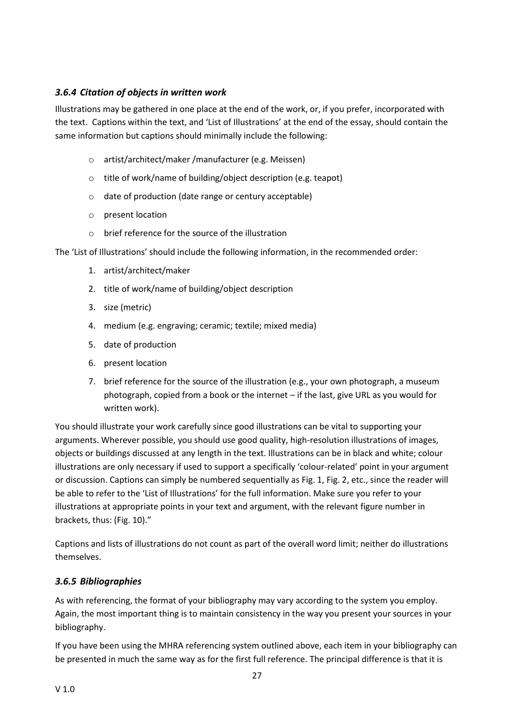### *3.6.4 Citation of objects in written work*

Illustrations may be gathered in one place at the end of the work, or, if you prefer, incorporated with the text. Captions within the text, and 'List of Illustrations' at the end of the essay, should contain the same information but captions should minimally include the following:

- artist/architect/maker /manufacturer (e.g. Meissen)
- title of work/name of building/object description (e.g. teapot)
- date of production (date range or century acceptable)
- present location
- brief reference for the source of the illustration

The 'List of Illustrations' should include the following information, in the recommended order:

1. artist/architect/maker
2. title of work/name of building/object description
3. size (metric)
4. medium (e.g. engraving; ceramic; textile; mixed media)
5. date of production
6. present location
7. brief reference for the source of the illustration (e.g., your own photograph, a museum photograph, copied from a book or the internet – if the last, give URL as you would for written work).

You should illustrate your work carefully since good illustrations can be vital to supporting your arguments. Wherever possible, you should use good quality, high-resolution illustrations of images, objects or buildings discussed at any length in the text. Illustrations can be in black and white; colour illustrations are only necessary if used to support a specifically 'colour-related' point in your argument or discussion. Captions can simply be numbered sequentially as Fig. 1, Fig. 2, etc., since the reader will be able to refer to the 'List of Illustrations' for the full information. Make sure you refer to your illustrations at appropriate points in your text and argument, with the relevant figure number in brackets, thus: (Fig. 10)."

Captions and lists of illustrations do not count as part of the overall word limit; neither do illustrations themselves.

### *3.6.5 Bibliographies*

As with referencing, the format of your bibliography may vary according to the system you employ. Again, the most important thing is to maintain consistency in the way you present your sources in your bibliography.

If you have been using the MHRA referencing system outlined above, each item in your bibliography can be presented in much the same way as for the first full reference. The principal difference is that it is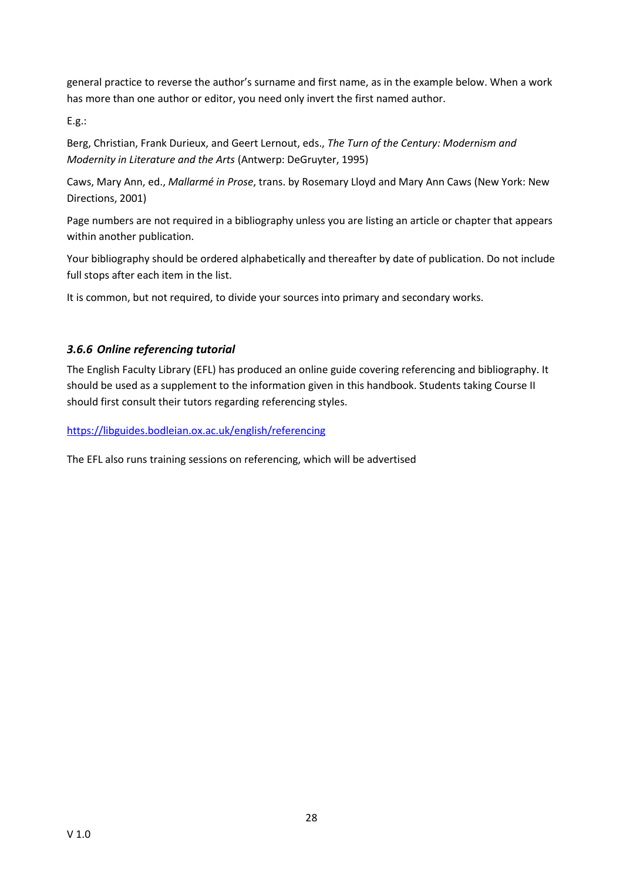general practice to reverse the author's surname and first name, as in the example below. When a work has more than one author or editor, you need only invert the first named author.

E.g.:

Berg, Christian, Frank Durieux, and Geert Lernout, eds., *The Turn of the Century: Modernism and Modernity in Literature and the Arts* (Antwerp: DeGruyter, 1995)

Caws, Mary Ann, ed., *Mallarmé in Prose*, trans. by Rosemary Lloyd and Mary Ann Caws (New York: New Directions, 2001)

Page numbers are not required in a bibliography unless you are listing an article or chapter that appears within another publication.

Your bibliography should be ordered alphabetically and thereafter by date of publication. Do not include full stops after each item in the list.

It is common, but not required, to divide your sources into primary and secondary works.

### *3.6.6 Online referencing tutorial*

The English Faculty Library (EFL) has produced an online guide covering referencing and bibliography. It should be used as a supplement to the information given in this handbook. Students taking Course II should first consult their tutors regarding referencing styles.

https://libguides.bodleian.ox.ac.uk/english/referencing

The EFL also runs training sessions on referencing, which will be advertised

V 1.0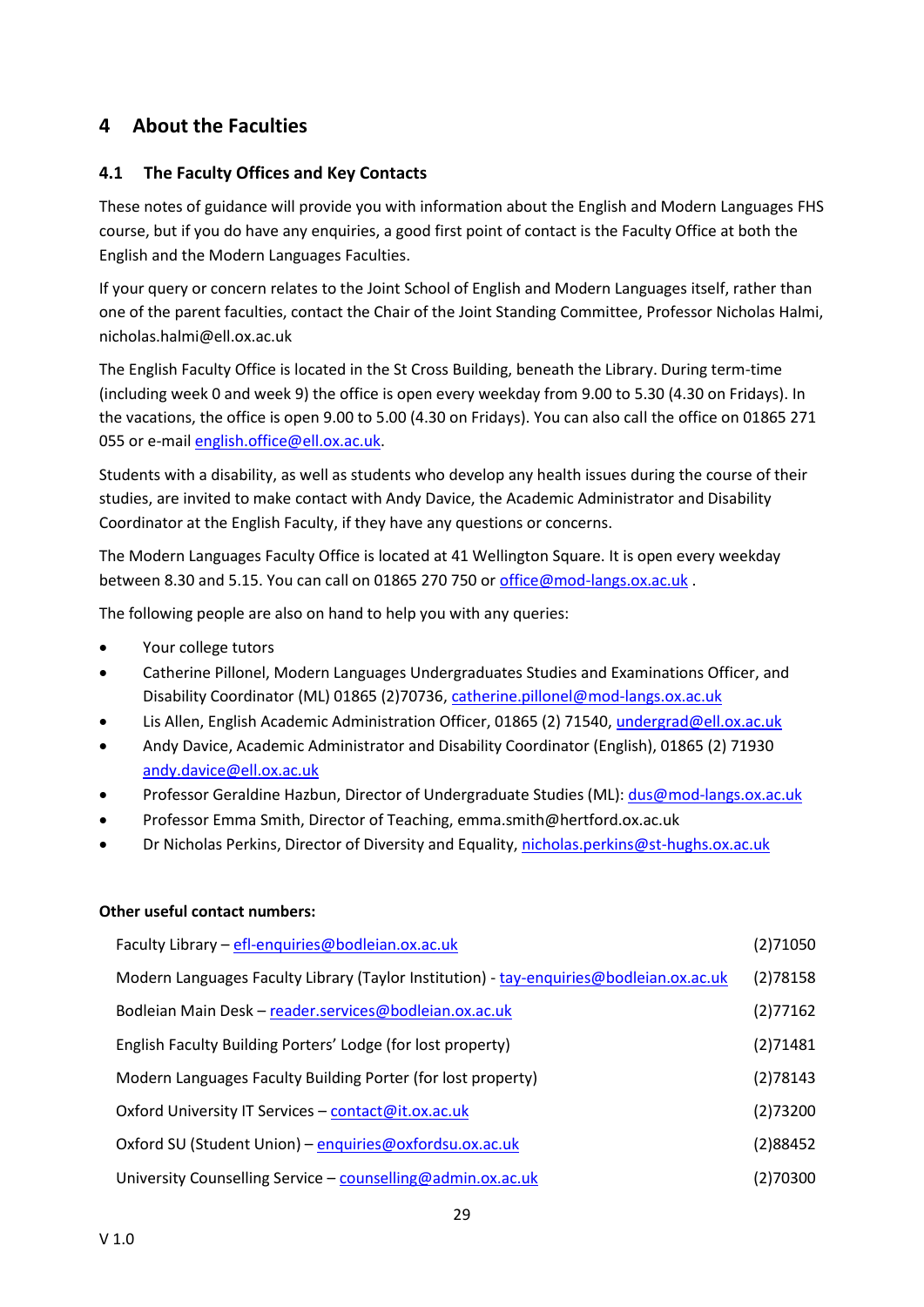# 4 About the Faculties

## 4.1 The Faculty Offices and Key Contacts

These notes of guidance will provide you with information about the English and Modern Languages FHS course, but if you do have any enquiries, a good first point of contact is the Faculty Office at both the English and the Modern Languages Faculties.

If your query or concern relates to the Joint School of English and Modern Languages itself, rather than one of the parent faculties, contact the Chair of the Joint Standing Committee, Professor Nicholas Halmi, nicholas.halmi@ell.ox.ac.uk

The English Faculty Office is located in the St Cross Building, beneath the Library. During term-time (including week 0 and week 9) the office is open every weekday from 9.00 to 5.30 (4.30 on Fridays). In the vacations, the office is open 9.00 to 5.00 (4.30 on Fridays). You can also call the office on 01865 271 055 or e-mail english.office@ell.ox.ac.uk.

Students with a disability, as well as students who develop any health issues during the course of their studies, are invited to make contact with Andy Davice, the Academic Administrator and Disability Coordinator at the English Faculty, if they have any questions or concerns.

The Modern Languages Faculty Office is located at 41 Wellington Square. It is open every weekday between 8.30 and 5.15. You can call on 01865 270 750 or office@mod-langs.ox.ac.uk .

The following people are also on hand to help you with any queries:

- Your college tutors
- Catherine Pillonel, Modern Languages Undergraduates Studies and Examinations Officer, and Disability Coordinator (ML) 01865 (2)70736, catherine.pillonel@mod-langs.ox.ac.uk
- Lis Allen, English Academic Administration Officer, 01865 (2) 71540, undergrad@ell.ox.ac.uk
- Andy Davice, Academic Administrator and Disability Coordinator (English), 01865 (2) 71930 andy.davice@ell.ox.ac.uk
- Professor Geraldine Hazbun, Director of Undergraduate Studies (ML): dus@mod-langs.ox.ac.uk
- Professor Emma Smith, Director of Teaching, emma.smith@hertford.ox.ac.uk
- Dr Nicholas Perkins, Director of Diversity and Equality, nicholas.perkins@st-hughs.ox.ac.uk

**Other useful contact numbers:**

| | |
|---|---|
| Faculty Library – efl-enquiries@bodleian.ox.ac.uk | (2)71050 |
| Modern Languages Faculty Library (Taylor Institution) - tay-enquiries@bodleian.ox.ac.uk | (2)78158 |
| Bodleian Main Desk – reader.services@bodleian.ox.ac.uk | (2)77162 |
| English Faculty Building Porters' Lodge (for lost property) | (2)71481 |
| Modern Languages Faculty Building Porter (for lost property) | (2)78143 |
| Oxford University IT Services – contact@it.ox.ac.uk | (2)73200 |
| Oxford SU (Student Union) – enquiries@oxfordsu.ox.ac.uk | (2)88452 |
| University Counselling Service – counselling@admin.ox.ac.uk | (2)70300 |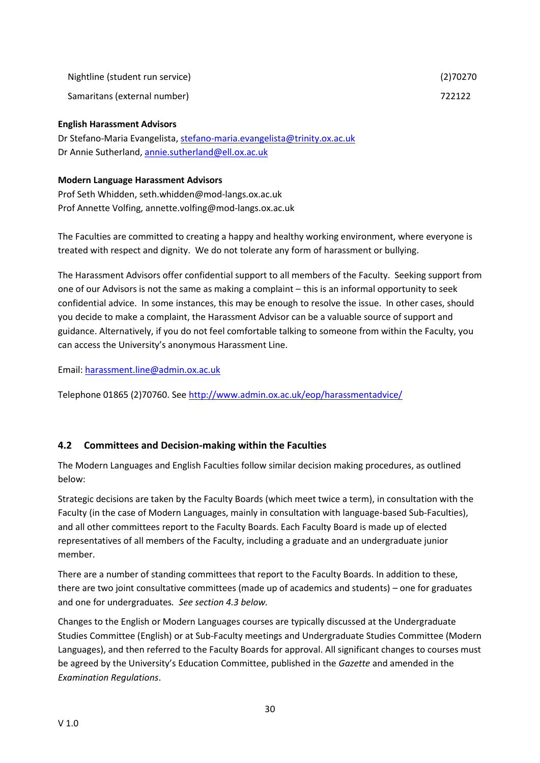| | |
|---|---|
| Nightline (student run service) | (2)70270 |
| Samaritans (external number) | 722122 |

**English Harassment Advisors**
Dr Stefano-Maria Evangelista, stefano-maria.evangelista@trinity.ox.ac.uk
Dr Annie Sutherland, annie.sutherland@ell.ox.ac.uk

**Modern Language Harassment Advisors**
Prof Seth Whidden, seth.whidden@mod-langs.ox.ac.uk
Prof Annette Volfing, annette.volfing@mod-langs.ox.ac.uk

The Faculties are committed to creating a happy and healthy working environment, where everyone is treated with respect and dignity. We do not tolerate any form of harassment or bullying.

The Harassment Advisors offer confidential support to all members of the Faculty. Seeking support from one of our Advisors is not the same as making a complaint – this is an informal opportunity to seek confidential advice. In some instances, this may be enough to resolve the issue. In other cases, should you decide to make a complaint, the Harassment Advisor can be a valuable source of support and guidance. Alternatively, if you do not feel comfortable talking to someone from within the Faculty, you can access the University's anonymous Harassment Line.

Email: harassment.line@admin.ox.ac.uk

Telephone 01865 (2)70760. See http://www.admin.ox.ac.uk/eop/harassmentadvice/

## 4.2 Committees and Decision-making within the Faculties

The Modern Languages and English Faculties follow similar decision making procedures, as outlined below:

Strategic decisions are taken by the Faculty Boards (which meet twice a term), in consultation with the Faculty (in the case of Modern Languages, mainly in consultation with language-based Sub-Faculties), and all other committees report to the Faculty Boards. Each Faculty Board is made up of elected representatives of all members of the Faculty, including a graduate and an undergraduate junior member.

There are a number of standing committees that report to the Faculty Boards. In addition to these, there are two joint consultative committees (made up of academics and students) – one for graduates and one for undergraduates. *See section 4.3 below.*

Changes to the English or Modern Languages courses are typically discussed at the Undergraduate Studies Committee (English) or at Sub-Faculty meetings and Undergraduate Studies Committee (Modern Languages), and then referred to the Faculty Boards for approval. All significant changes to courses must be agreed by the University's Education Committee, published in the *Gazette* and amended in the *Examination Regulations*.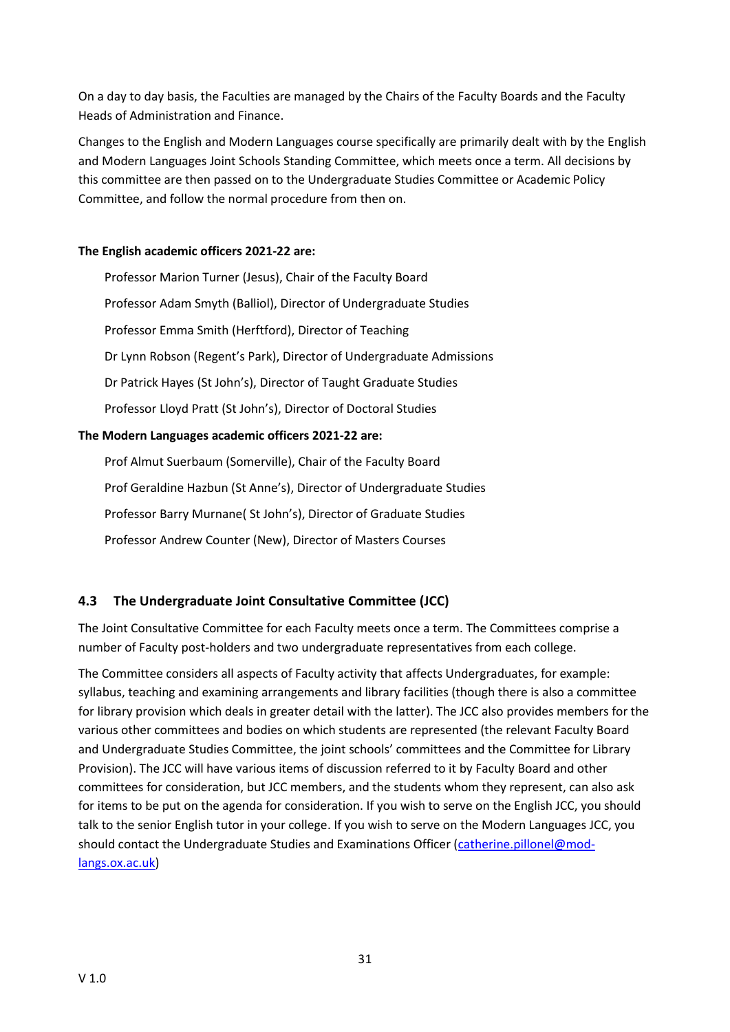On a day to day basis, the Faculties are managed by the Chairs of the Faculty Boards and the Faculty Heads of Administration and Finance.

Changes to the English and Modern Languages course specifically are primarily dealt with by the English and Modern Languages Joint Schools Standing Committee, which meets once a term. All decisions by this committee are then passed on to the Undergraduate Studies Committee or Academic Policy Committee, and follow the normal procedure from then on.

**The English academic officers 2021-22 are:**

Professor Marion Turner (Jesus), Chair of the Faculty Board

Professor Adam Smyth (Balliol), Director of Undergraduate Studies

Professor Emma Smith (Herftford), Director of Teaching

Dr Lynn Robson (Regent's Park), Director of Undergraduate Admissions

Dr Patrick Hayes (St John's), Director of Taught Graduate Studies

Professor Lloyd Pratt (St John's), Director of Doctoral Studies

**The Modern Languages academic officers 2021-22 are:**

Prof Almut Suerbaum (Somerville), Chair of the Faculty Board

Prof Geraldine Hazbun (St Anne's), Director of Undergraduate Studies

Professor Barry Murnane( St John's), Director of Graduate Studies

Professor Andrew Counter (New), Director of Masters Courses

### 4.3 The Undergraduate Joint Consultative Committee (JCC)

The Joint Consultative Committee for each Faculty meets once a term. The Committees comprise a number of Faculty post-holders and two undergraduate representatives from each college.

The Committee considers all aspects of Faculty activity that affects Undergraduates, for example: syllabus, teaching and examining arrangements and library facilities (though there is also a committee for library provision which deals in greater detail with the latter). The JCC also provides members for the various other committees and bodies on which students are represented (the relevant Faculty Board and Undergraduate Studies Committee, the joint schools' committees and the Committee for Library Provision). The JCC will have various items of discussion referred to it by Faculty Board and other committees for consideration, but JCC members, and the students whom they represent, can also ask for items to be put on the agenda for consideration. If you wish to serve on the English JCC, you should talk to the senior English tutor in your college. If you wish to serve on the Modern Languages JCC, you should contact the Undergraduate Studies and Examinations Officer (catherine.pillonel@mod-langs.ox.ac.uk)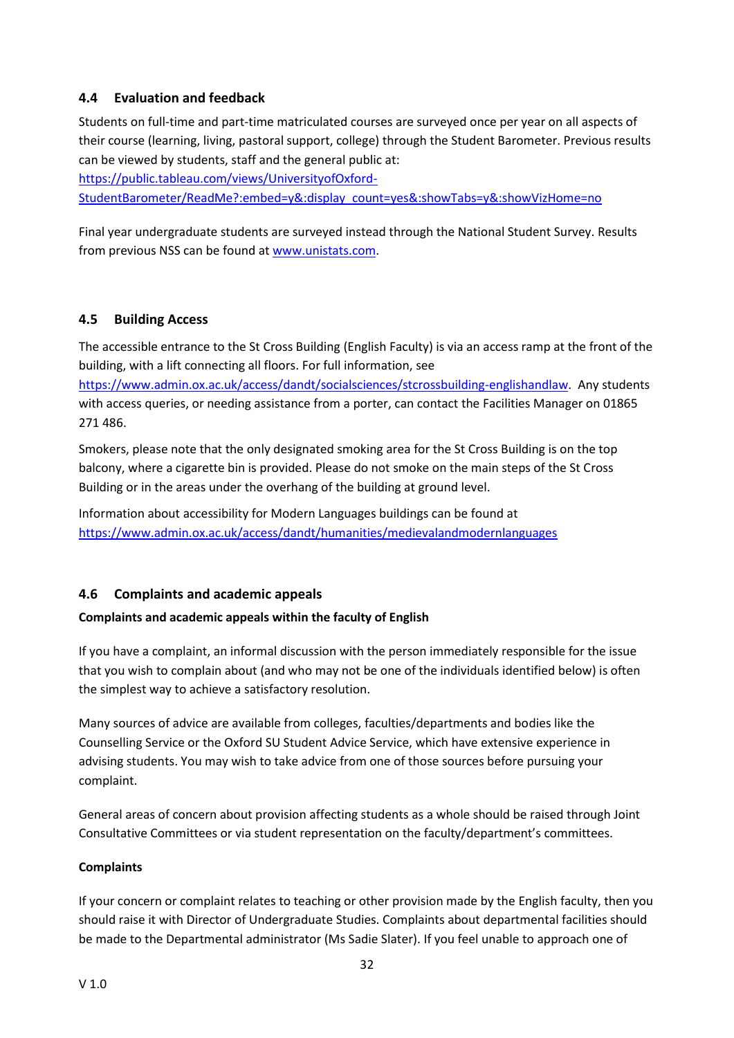### 4.4 Evaluation and feedback

Students on full-time and part-time matriculated courses are surveyed once per year on all aspects of their course (learning, living, pastoral support, college) through the Student Barometer. Previous results can be viewed by students, staff and the general public at: https://public.tableau.com/views/UniversityofOxford-StudentBarometer/ReadMe?:embed=y&:display_count=yes&:showTabs=y&:showVizHome=no

Final year undergraduate students are surveyed instead through the National Student Survey. Results from previous NSS can be found at www.unistats.com.

### 4.5 Building Access

The accessible entrance to the St Cross Building (English Faculty) is via an access ramp at the front of the building, with a lift connecting all floors. For full information, see https://www.admin.ox.ac.uk/access/dandt/socialsciences/stcrossbuilding-englishandlaw. Any students with access queries, or needing assistance from a porter, can contact the Facilities Manager on 01865 271 486.

Smokers, please note that the only designated smoking area for the St Cross Building is on the top balcony, where a cigarette bin is provided. Please do not smoke on the main steps of the St Cross Building or in the areas under the overhang of the building at ground level.

Information about accessibility for Modern Languages buildings can be found at https://www.admin.ox.ac.uk/access/dandt/humanities/medievalandmodernlanguages

### 4.6 Complaints and academic appeals

**Complaints and academic appeals within the faculty of English**

If you have a complaint, an informal discussion with the person immediately responsible for the issue that you wish to complain about (and who may not be one of the individuals identified below) is often the simplest way to achieve a satisfactory resolution.

Many sources of advice are available from colleges, faculties/departments and bodies like the Counselling Service or the Oxford SU Student Advice Service, which have extensive experience in advising students. You may wish to take advice from one of those sources before pursuing your complaint.

General areas of concern about provision affecting students as a whole should be raised through Joint Consultative Committees or via student representation on the faculty/department's committees.

**Complaints**

If your concern or complaint relates to teaching or other provision made by the English faculty, then you should raise it with Director of Undergraduate Studies. Complaints about departmental facilities should be made to the Departmental administrator (Ms Sadie Slater). If you feel unable to approach one of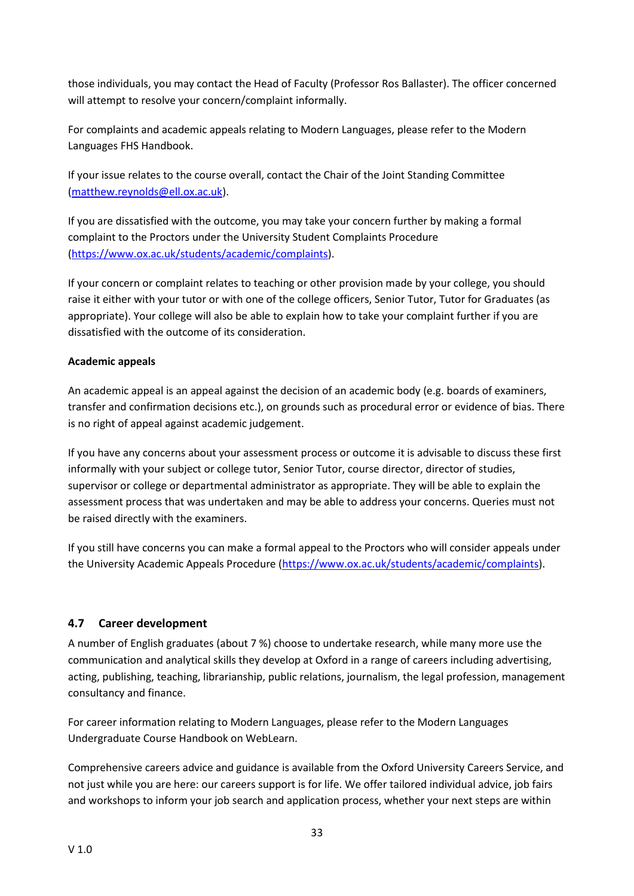those individuals, you may contact the Head of Faculty (Professor Ros Ballaster). The officer concerned will attempt to resolve your concern/complaint informally.

For complaints and academic appeals relating to Modern Languages, please refer to the Modern Languages FHS Handbook.

If your issue relates to the course overall, contact the Chair of the Joint Standing Committee (matthew.reynolds@ell.ox.ac.uk).

If you are dissatisfied with the outcome, you may take your concern further by making a formal complaint to the Proctors under the University Student Complaints Procedure (https://www.ox.ac.uk/students/academic/complaints).

If your concern or complaint relates to teaching or other provision made by your college, you should raise it either with your tutor or with one of the college officers, Senior Tutor, Tutor for Graduates (as appropriate). Your college will also be able to explain how to take your complaint further if you are dissatisfied with the outcome of its consideration.

**Academic appeals**

An academic appeal is an appeal against the decision of an academic body (e.g. boards of examiners, transfer and confirmation decisions etc.), on grounds such as procedural error or evidence of bias. There is no right of appeal against academic judgement.

If you have any concerns about your assessment process or outcome it is advisable to discuss these first informally with your subject or college tutor, Senior Tutor, course director, director of studies, supervisor or college or departmental administrator as appropriate. They will be able to explain the assessment process that was undertaken and may be able to address your concerns. Queries must not be raised directly with the examiners.

If you still have concerns you can make a formal appeal to the Proctors who will consider appeals under the University Academic Appeals Procedure (https://www.ox.ac.uk/students/academic/complaints).

## 4.7 Career development

A number of English graduates (about 7 %) choose to undertake research, while many more use the communication and analytical skills they develop at Oxford in a range of careers including advertising, acting, publishing, teaching, librarianship, public relations, journalism, the legal profession, management consultancy and finance.

For career information relating to Modern Languages, please refer to the Modern Languages Undergraduate Course Handbook on WebLearn.

Comprehensive careers advice and guidance is available from the Oxford University Careers Service, and not just while you are here: our careers support is for life. We offer tailored individual advice, job fairs and workshops to inform your job search and application process, whether your next steps are within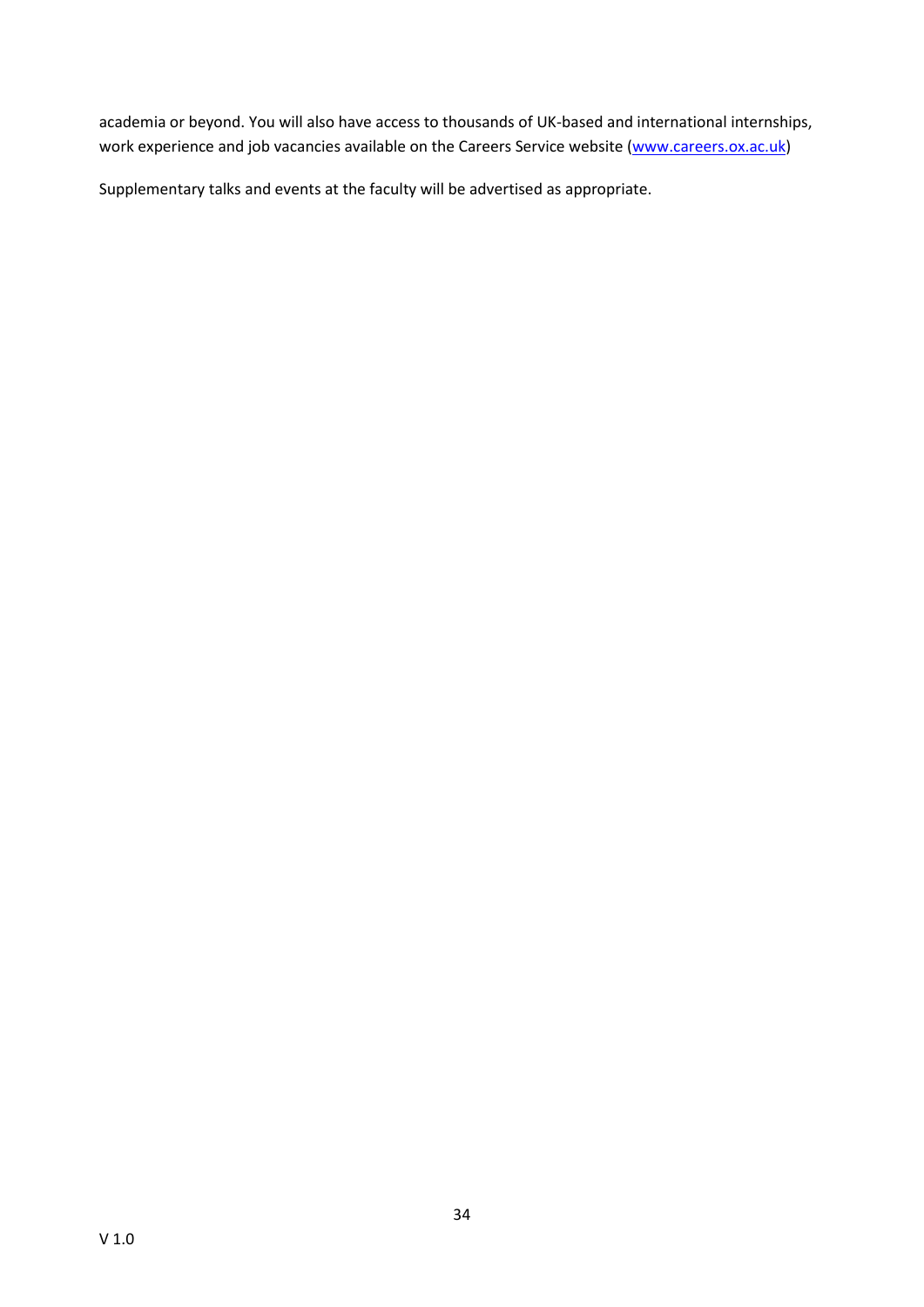academia or beyond. You will also have access to thousands of UK-based and international internships, work experience and job vacancies available on the Careers Service website ([www.careers.ox.ac.uk](http://www.careers.ox.ac.uk))

Supplementary talks and events at the faculty will be advertised as appropriate.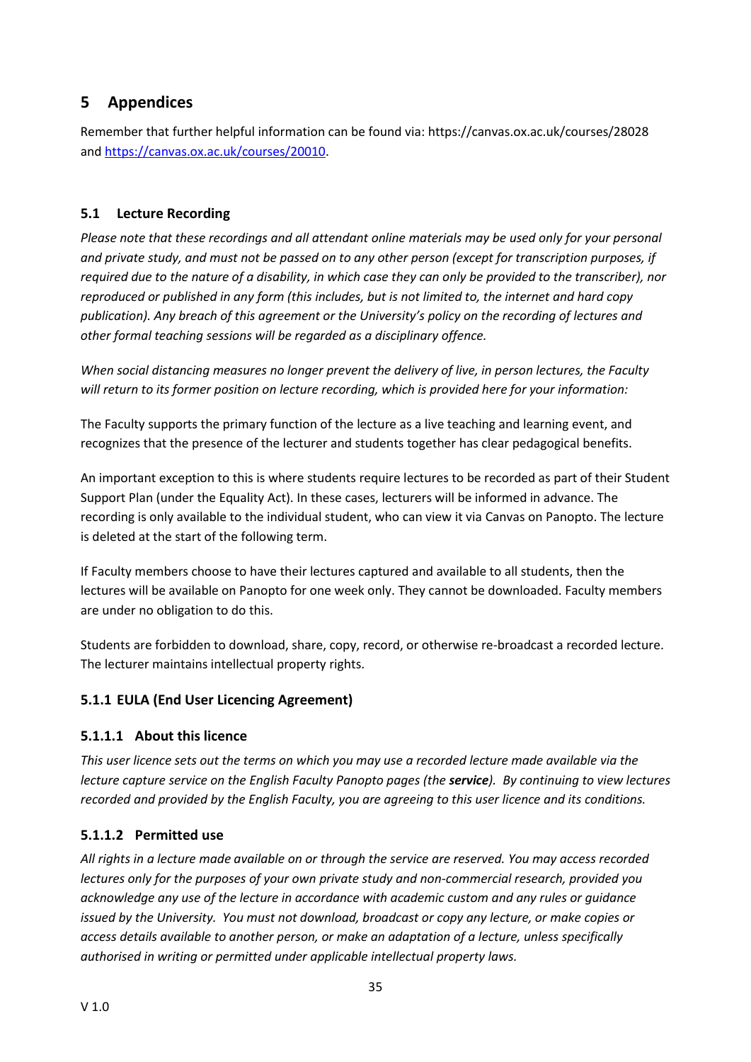# 5 Appendices

Remember that further helpful information can be found via: https://canvas.ox.ac.uk/courses/28028 and [https://canvas.ox.ac.uk/courses/20010](https://canvas.ox.ac.uk/courses/20010).

## 5.1 Lecture Recording

*Please note that these recordings and all attendant online materials may be used only for your personal and private study, and must not be passed on to any other person (except for transcription purposes, if required due to the nature of a disability, in which case they can only be provided to the transcriber), nor reproduced or published in any form (this includes, but is not limited to, the internet and hard copy publication). Any breach of this agreement or the University's policy on the recording of lectures and other formal teaching sessions will be regarded as a disciplinary offence.*

*When social distancing measures no longer prevent the delivery of live, in person lectures, the Faculty will return to its former position on lecture recording, which is provided here for your information:*

The Faculty supports the primary function of the lecture as a live teaching and learning event, and recognizes that the presence of the lecturer and students together has clear pedagogical benefits.

An important exception to this is where students require lectures to be recorded as part of their Student Support Plan (under the Equality Act). In these cases, lecturers will be informed in advance. The recording is only available to the individual student, who can view it via Canvas on Panopto. The lecture is deleted at the start of the following term.

If Faculty members choose to have their lectures captured and available to all students, then the lectures will be available on Panopto for one week only. They cannot be downloaded. Faculty members are under no obligation to do this.

Students are forbidden to download, share, copy, record, or otherwise re-broadcast a recorded lecture. The lecturer maintains intellectual property rights.

### 5.1.1 EULA (End User Licencing Agreement)

#### 5.1.1.1 About this licence

*This user licence sets out the terms on which you may use a recorded lecture made available via the lecture capture service on the English Faculty Panopto pages (the **service**). By continuing to view lectures recorded and provided by the English Faculty, you are agreeing to this user licence and its conditions.*

#### 5.1.1.2 Permitted use

*All rights in a lecture made available on or through the service are reserved. You may access recorded lectures only for the purposes of your own private study and non-commercial research, provided you acknowledge any use of the lecture in accordance with academic custom and any rules or guidance issued by the University. You must not download, broadcast or copy any lecture, or make copies or access details available to another person, or make an adaptation of a lecture, unless specifically authorised in writing or permitted under applicable intellectual property laws.*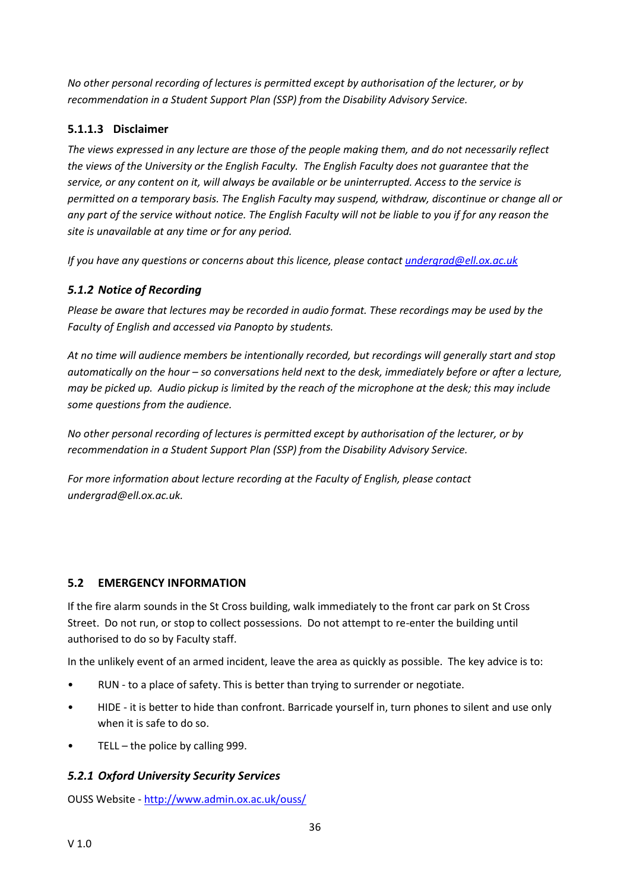*No other personal recording of lectures is permitted except by authorisation of the lecturer, or by recommendation in a Student Support Plan (SSP) from the Disability Advisory Service.*

#### 5.1.1.3 Disclaimer

*The views expressed in any lecture are those of the people making them, and do not necessarily reflect the views of the University or the English Faculty. The English Faculty does not guarantee that the service, or any content on it, will always be available or be uninterrupted. Access to the service is permitted on a temporary basis. The English Faculty may suspend, withdraw, discontinue or change all or any part of the service without notice. The English Faculty will not be liable to you if for any reason the site is unavailable at any time or for any period.*

*If you have any questions or concerns about this licence, please contact [undergrad@ell.ox.ac.uk](mailto:undergrad@ell.ox.ac.uk)*

### *5.1.2 Notice of Recording*

*Please be aware that lectures may be recorded in audio format. These recordings may be used by the Faculty of English and accessed via Panopto by students.*

*At no time will audience members be intentionally recorded, but recordings will generally start and stop automatically on the hour – so conversations held next to the desk, immediately before or after a lecture, may be picked up. Audio pickup is limited by the reach of the microphone at the desk; this may include some questions from the audience.*

*No other personal recording of lectures is permitted except by authorisation of the lecturer, or by recommendation in a Student Support Plan (SSP) from the Disability Advisory Service.*

*For more information about lecture recording at the Faculty of English, please contact undergrad@ell.ox.ac.uk.*

## 5.2 EMERGENCY INFORMATION

If the fire alarm sounds in the St Cross building, walk immediately to the front car park on St Cross Street. Do not run, or stop to collect possessions. Do not attempt to re-enter the building until authorised to do so by Faculty staff.

In the unlikely event of an armed incident, leave the area as quickly as possible. The key advice is to:

- RUN - to a place of safety. This is better than trying to surrender or negotiate.
- HIDE - it is better to hide than confront. Barricade yourself in, turn phones to silent and use only when it is safe to do so.
- TELL – the police by calling 999.

### *5.2.1 Oxford University Security Services*

OUSS Website - [http://www.admin.ox.ac.uk/ouss/](http://www.admin.ox.ac.uk/ouss/)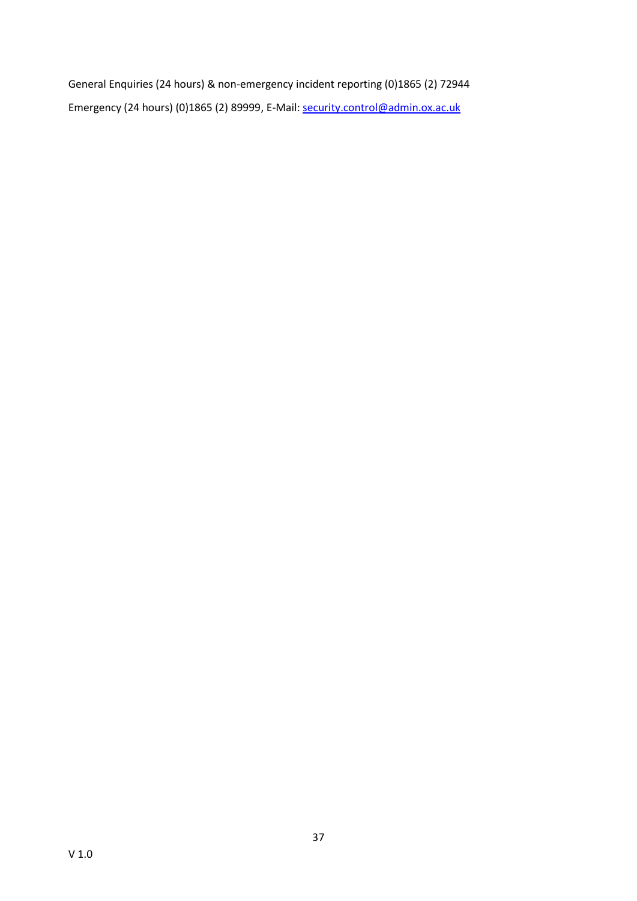General Enquiries (24 hours) & non-emergency incident reporting (0)1865 (2) 72944

Emergency (24 hours) (0)1865 (2) 89999, E-Mail: security.control@admin.ox.ac.uk